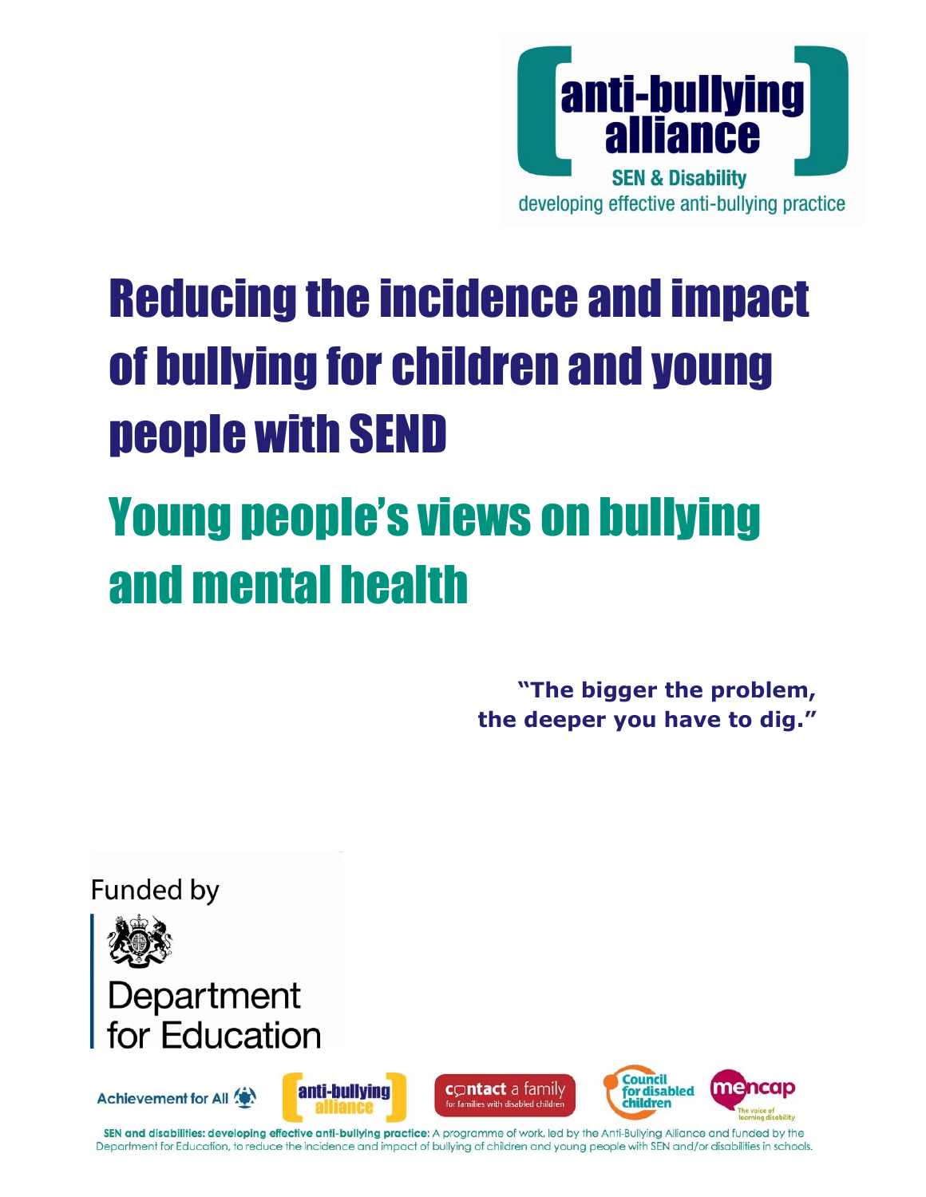anti-bullying alliance

SEN & Disability

developing effective anti-bullying practice

# Reducing the incidence and impact of bullying for children and young people with SEND

## Young people's views on bullying and mental health

**"The bigger the problem, the deeper you have to dig."**

Funded by

Department for Education

Achievement for All

anti-bullying alliance

contact a family — for families with disabled children

Council for disabled children

mencap — The voice of learning disability

**SEN and disabilities: developing effective anti-bullying practice:** A programme of work, led by the Anti-Bullying Alliance and funded by the Department for Education, to reduce the incidence and impact of bullying of children and young people with SEN and/or disabilities in schools.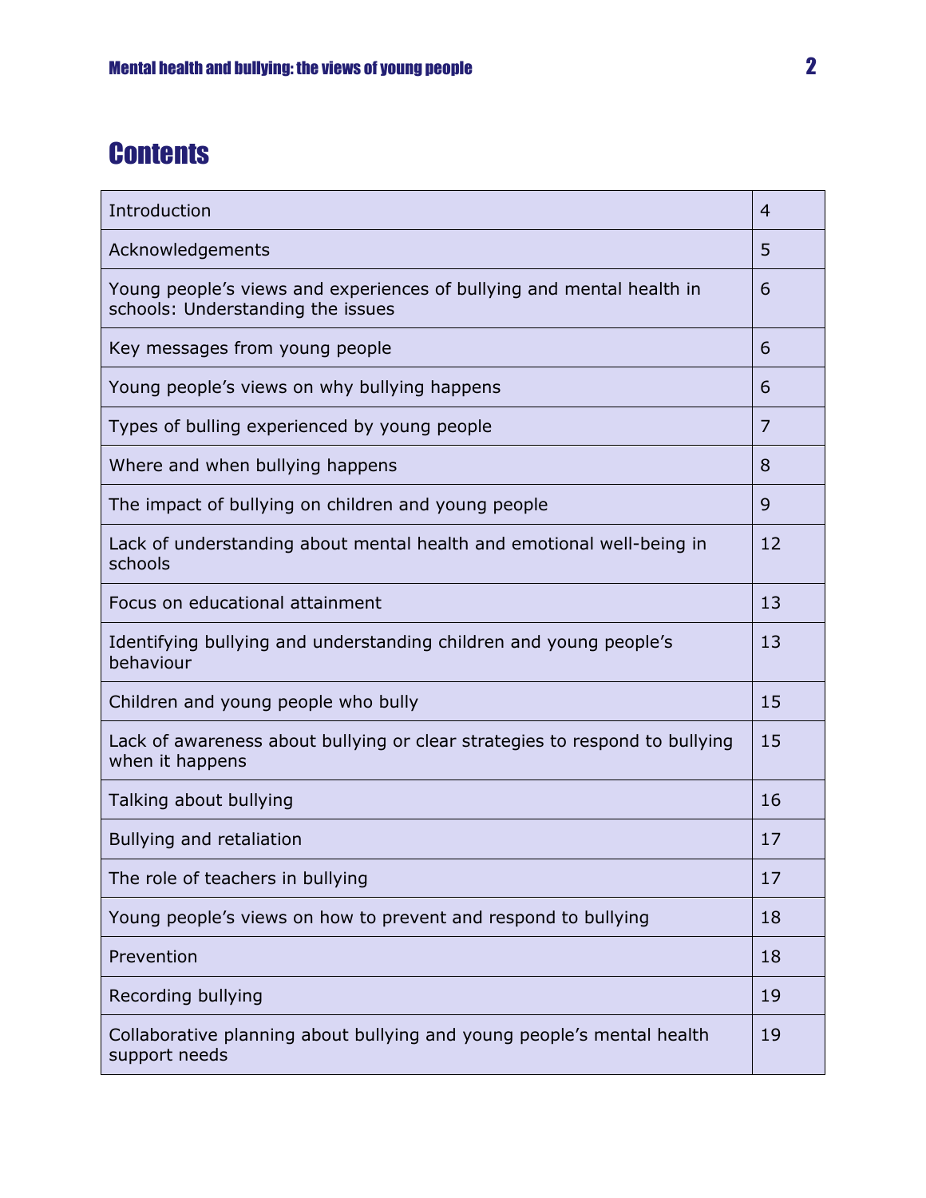# Contents

| | |
|---|---|
| Introduction | 4 |
| Acknowledgements | 5 |
| Young people's views and experiences of bullying and mental health in schools: Understanding the issues | 6 |
| Key messages from young people | 6 |
| Young people's views on why bullying happens | 6 |
| Types of bulling experienced by young people | 7 |
| Where and when bullying happens | 8 |
| The impact of bullying on children and young people | 9 |
| Lack of understanding about mental health and emotional well-being in schools | 12 |
| Focus on educational attainment | 13 |
| Identifying bullying and understanding children and young people's behaviour | 13 |
| Children and young people who bully | 15 |
| Lack of awareness about bullying or clear strategies to respond to bullying when it happens | 15 |
| Talking about bullying | 16 |
| Bullying and retaliation | 17 |
| The role of teachers in bullying | 17 |
| Young people's views on how to prevent and respond to bullying | 18 |
| Prevention | 18 |
| Recording bullying | 19 |
| Collaborative planning about bullying and young people's mental health support needs | 19 |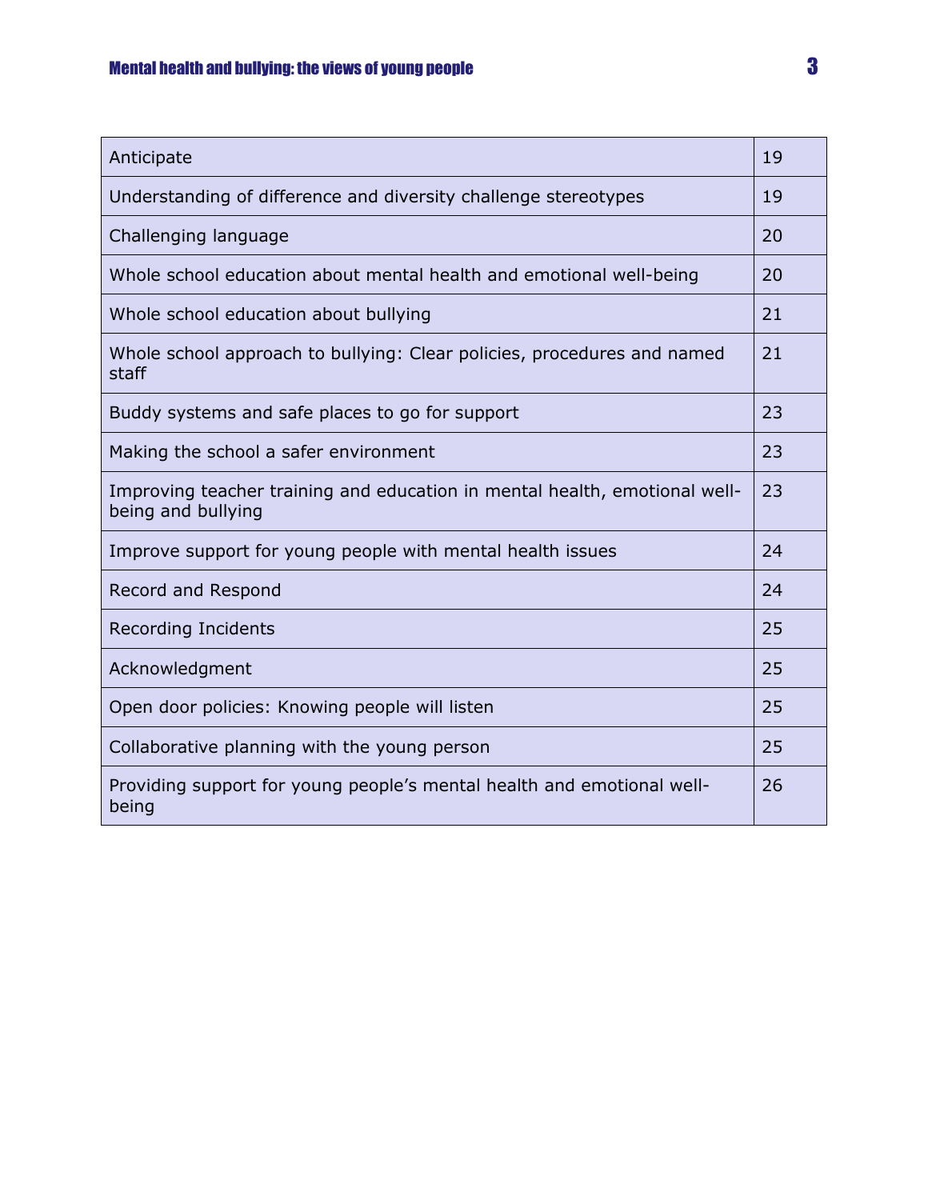| | |
|---|---|
| Anticipate | 19 |
| Understanding of difference and diversity challenge stereotypes | 19 |
| Challenging language | 20 |
| Whole school education about mental health and emotional well-being | 20 |
| Whole school education about bullying | 21 |
| Whole school approach to bullying: Clear policies, procedures and named staff | 21 |
| Buddy systems and safe places to go for support | 23 |
| Making the school a safer environment | 23 |
| Improving teacher training and education in mental health, emotional well-being and bullying | 23 |
| Improve support for young people with mental health issues | 24 |
| Record and Respond | 24 |
| Recording Incidents | 25 |
| Acknowledgment | 25 |
| Open door policies: Knowing people will listen | 25 |
| Collaborative planning with the young person | 25 |
| Providing support for young people's mental health and emotional well-being | 26 |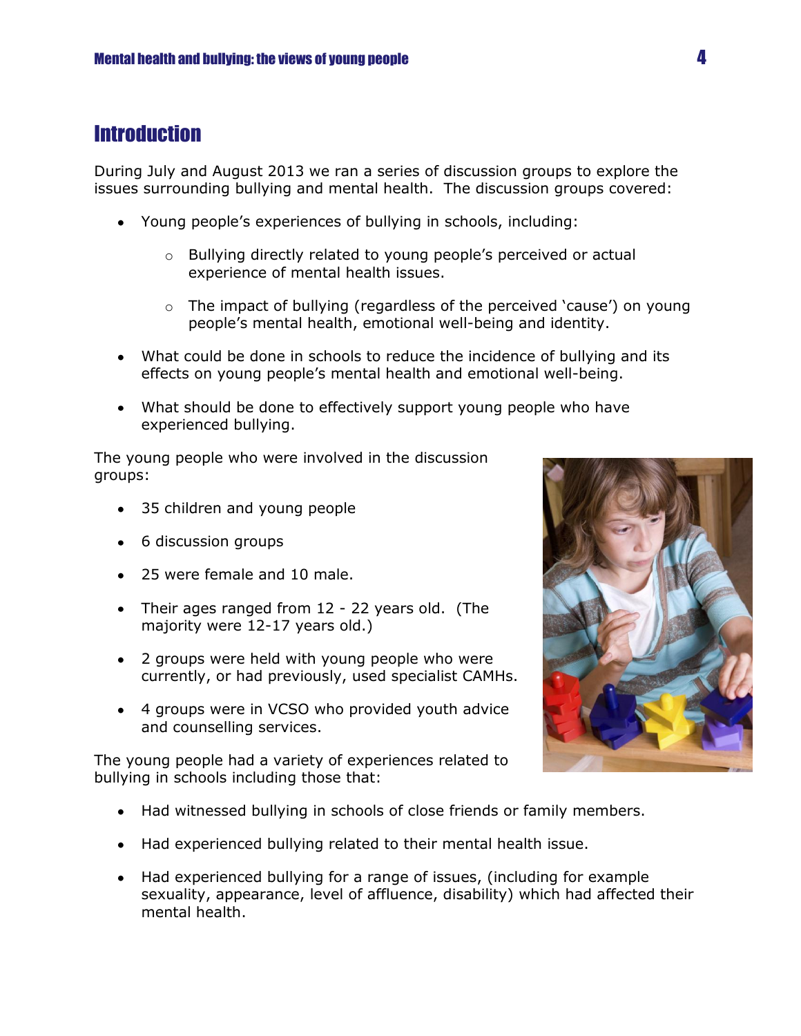# Introduction

During July and August 2013 we ran a series of discussion groups to explore the issues surrounding bullying and mental health. The discussion groups covered:

- Young people's experiences of bullying in schools, including:
  - Bullying directly related to young people's perceived or actual experience of mental health issues.
  - The impact of bullying (regardless of the perceived 'cause') on young people's mental health, emotional well-being and identity.
- What could be done in schools to reduce the incidence of bullying and its effects on young people's mental health and emotional well-being.
- What should be done to effectively support young people who have experienced bullying.

The young people who were involved in the discussion groups:

- 35 children and young people
- 6 discussion groups
- 25 were female and 10 male.
- Their ages ranged from 12 - 22 years old. (The majority were 12-17 years old.)
- 2 groups were held with young people who were currently, or had previously, used specialist CAMHs.
- 4 groups were in VCSO who provided youth advice and counselling services.

The young people had a variety of experiences related to bullying in schools including those that:

- Had witnessed bullying in schools of close friends or family members.
- Had experienced bullying related to their mental health issue.
- Had experienced bullying for a range of issues, (including for example sexuality, appearance, level of affluence, disability) which had affected their mental health.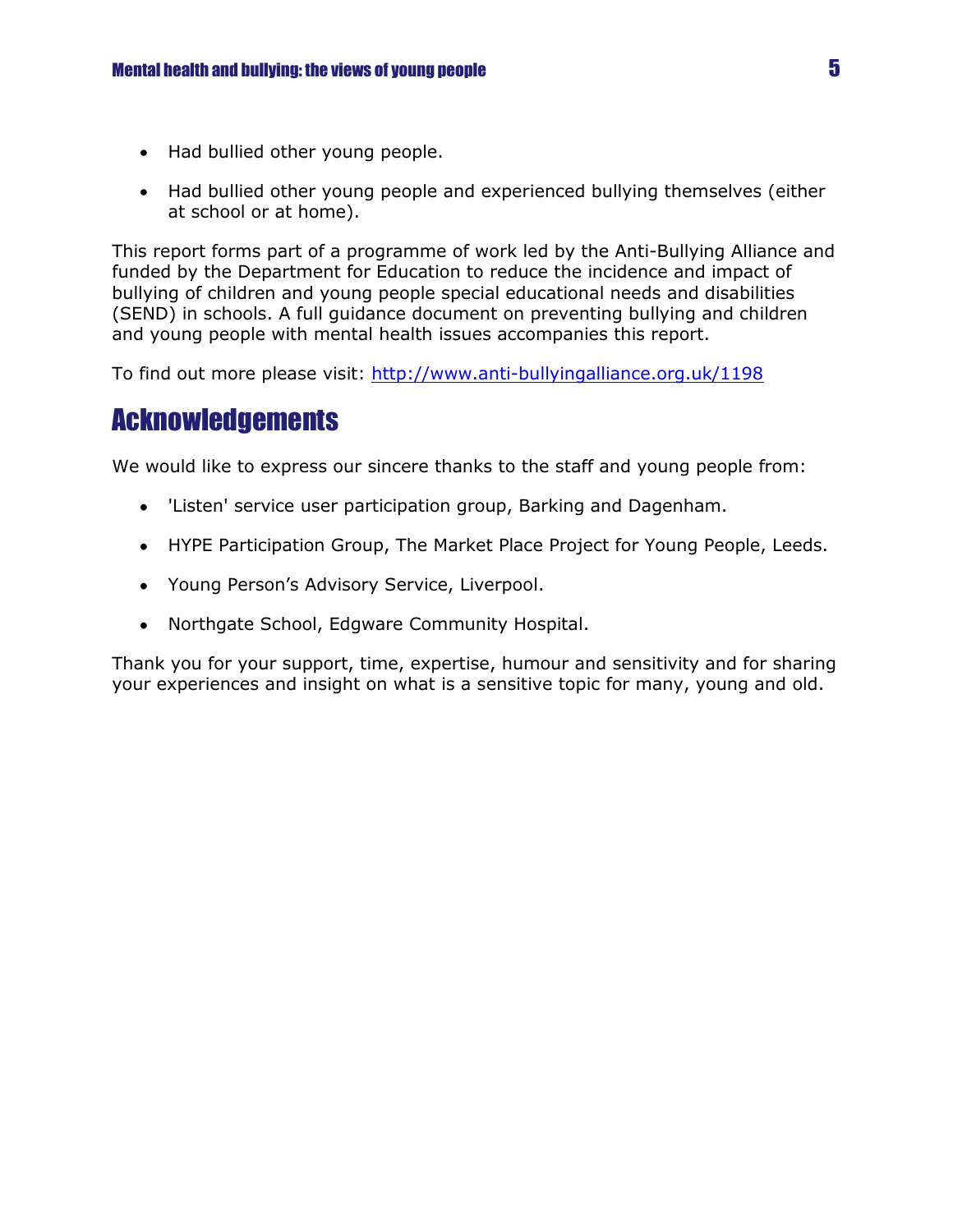- Had bullied other young people.
- Had bullied other young people and experienced bullying themselves (either at school or at home).

This report forms part of a programme of work led by the Anti-Bullying Alliance and funded by the Department for Education to reduce the incidence and impact of bullying of children and young people special educational needs and disabilities (SEND) in schools. A full guidance document on preventing bullying and children and young people with mental health issues accompanies this report.

To find out more please visit: http://www.anti-bullyingalliance.org.uk/1198

## Acknowledgements

We would like to express our sincere thanks to the staff and young people from:

- 'Listen' service user participation group, Barking and Dagenham.
- HYPE Participation Group, The Market Place Project for Young People, Leeds.
- Young Person's Advisory Service, Liverpool.
- Northgate School, Edgware Community Hospital.

Thank you for your support, time, expertise, humour and sensitivity and for sharing your experiences and insight on what is a sensitive topic for many, young and old.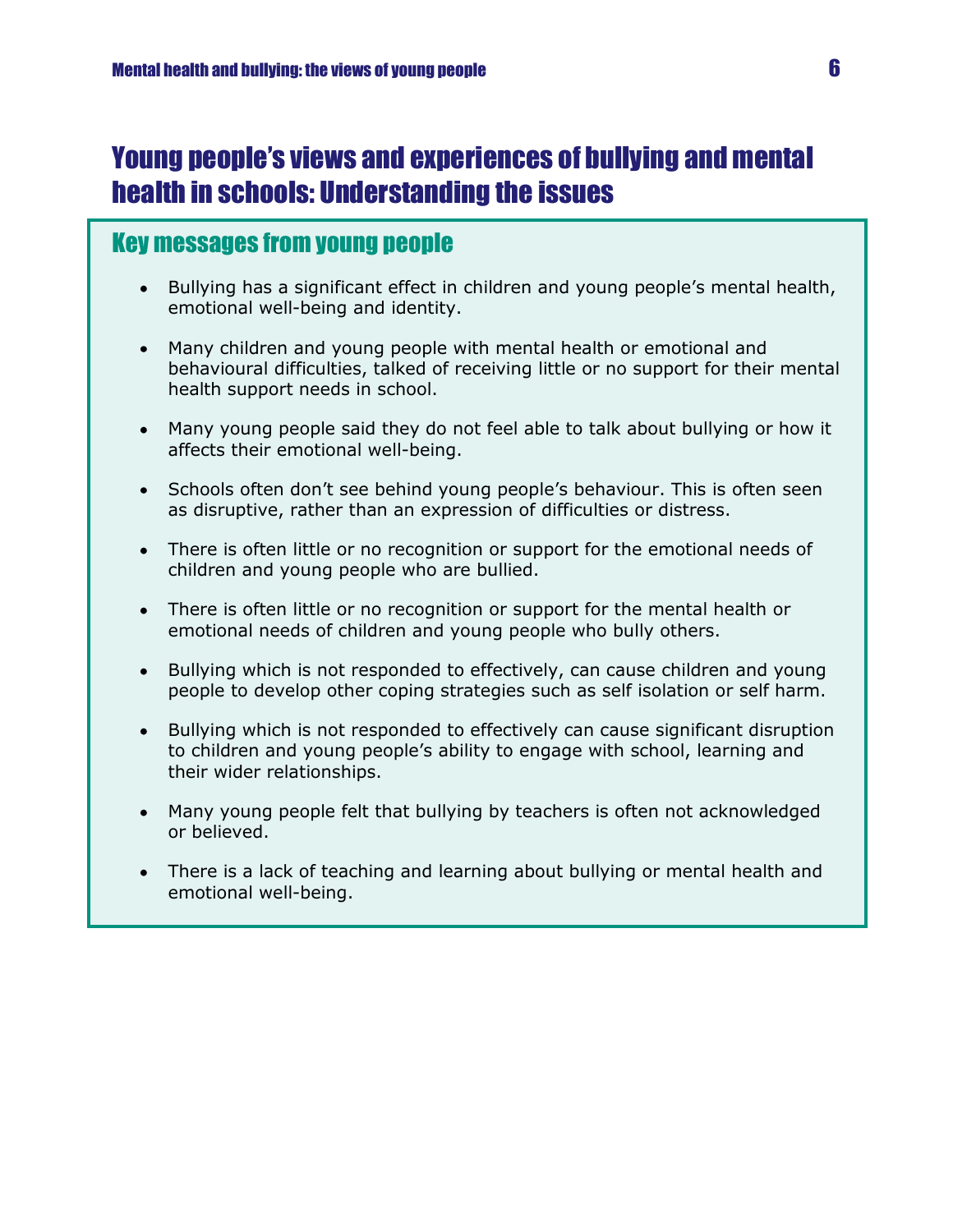# Young people's views and experiences of bullying and mental health in schools: Understanding the issues

## Key messages from young people

- Bullying has a significant effect in children and young people's mental health, emotional well-being and identity.
- Many children and young people with mental health or emotional and behavioural difficulties, talked of receiving little or no support for their mental health support needs in school.
- Many young people said they do not feel able to talk about bullying or how it affects their emotional well-being.
- Schools often don't see behind young people's behaviour. This is often seen as disruptive, rather than an expression of difficulties or distress.
- There is often little or no recognition or support for the emotional needs of children and young people who are bullied.
- There is often little or no recognition or support for the mental health or emotional needs of children and young people who bully others.
- Bullying which is not responded to effectively, can cause children and young people to develop other coping strategies such as self isolation or self harm.
- Bullying which is not responded to effectively can cause significant disruption to children and young people's ability to engage with school, learning and their wider relationships.
- Many young people felt that bullying by teachers is often not acknowledged or believed.
- There is a lack of teaching and learning about bullying or mental health and emotional well-being.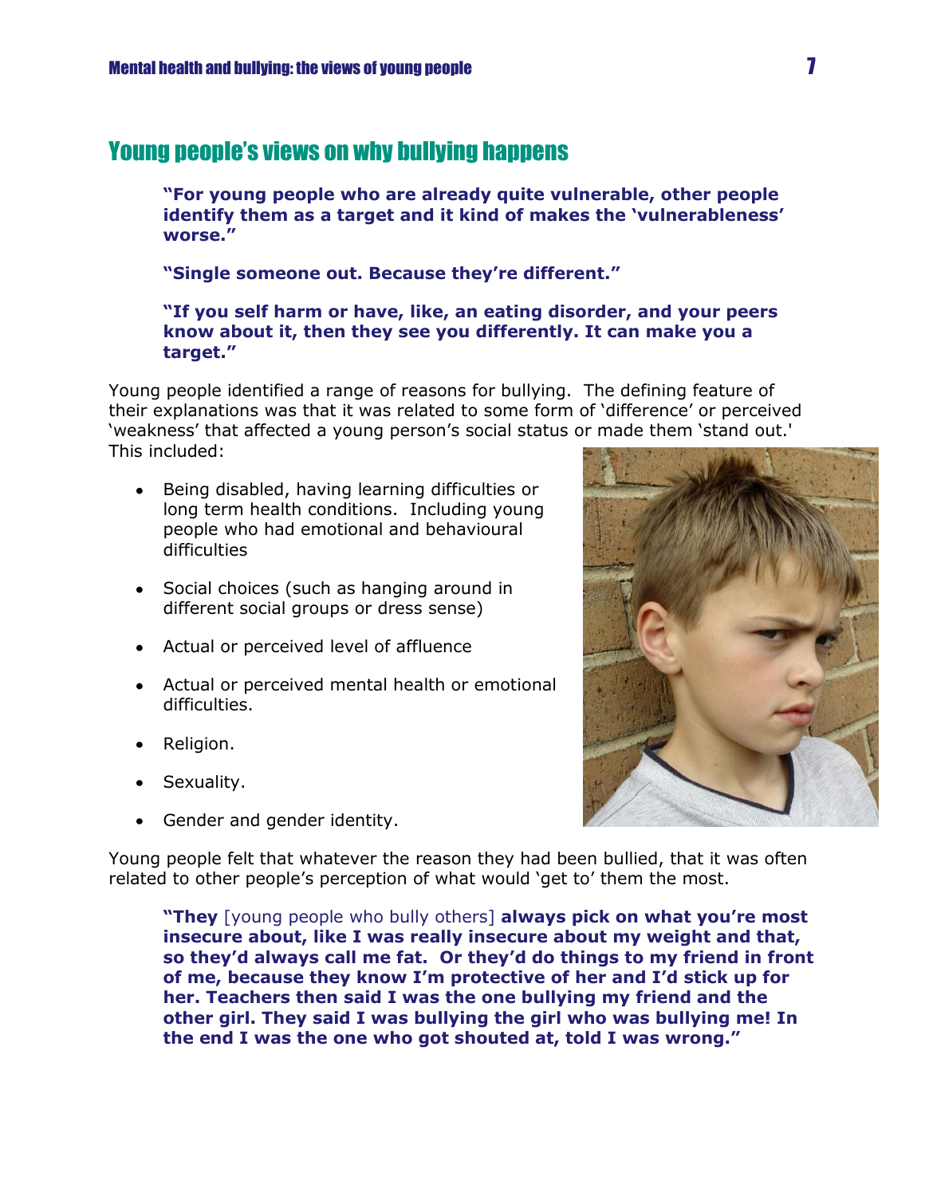## Young people's views on why bullying happens

> **"For young people who are already quite vulnerable, other people identify them as a target and it kind of makes the 'vulnerableness' worse."**
>
> **"Single someone out. Because they're different."**
>
> **"If you self harm or have, like, an eating disorder, and your peers know about it, then they see you differently. It can make you a target."**

Young people identified a range of reasons for bullying. The defining feature of their explanations was that it was related to some form of 'difference' or perceived 'weakness' that affected a young person's social status or made them 'stand out.' This included:

- Being disabled, having learning difficulties or long term health conditions. Including young people who had emotional and behavioural difficulties
- Social choices (such as hanging around in different social groups or dress sense)
- Actual or perceived level of affluence
- Actual or perceived mental health or emotional difficulties.
- Religion.
- Sexuality.
- Gender and gender identity.

Young people felt that whatever the reason they had been bullied, that it was often related to other people's perception of what would 'get to' them the most.

> **"They** [young people who bully others] **always pick on what you're most insecure about, like I was really insecure about my weight and that, so they'd always call me fat. Or they'd do things to my friend in front of me, because they know I'm protective of her and I'd stick up for her. Teachers then said I was the one bullying my friend and the other girl. They said I was bullying the girl who was bullying me! In the end I was the one who got shouted at, told I was wrong."**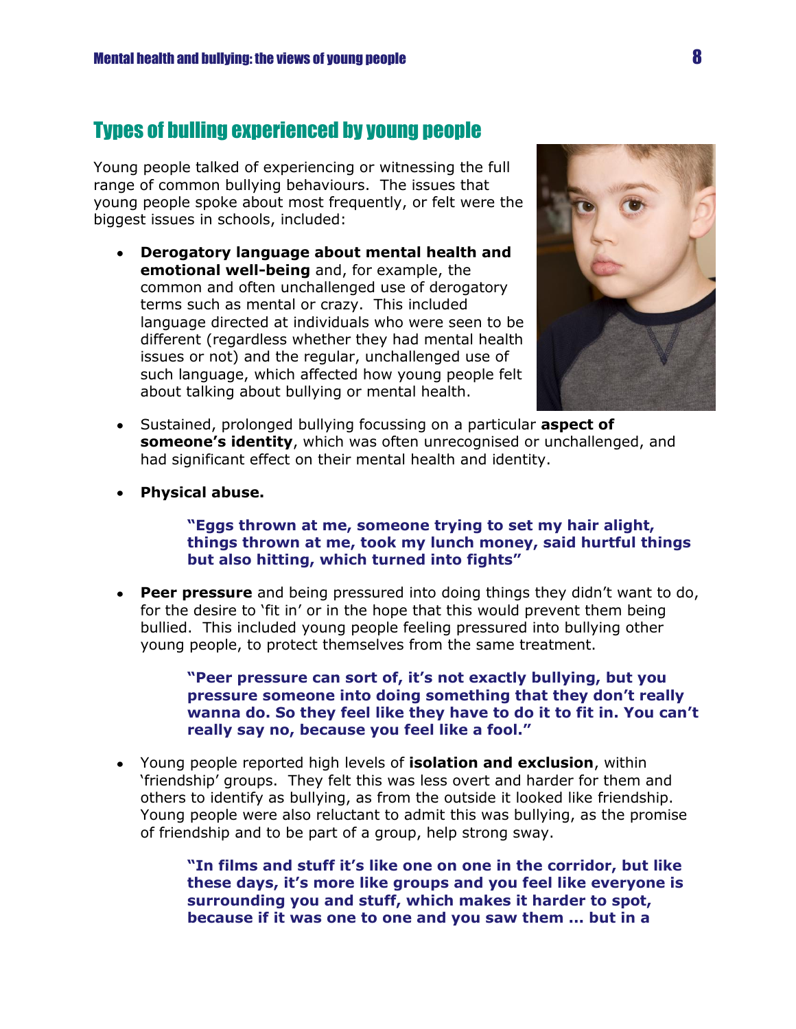## Types of bulling experienced by young people

Young people talked of experiencing or witnessing the full range of common bullying behaviours. The issues that young people spoke about most frequently, or felt were the biggest issues in schools, included:

- **Derogatory language about mental health and emotional well-being** and, for example, the common and often unchallenged use of derogatory terms such as mental or crazy. This included language directed at individuals who were seen to be different (regardless whether they had mental health issues or not) and the regular, unchallenged use of such language, which affected how young people felt about talking about bullying or mental health.
- Sustained, prolonged bullying focussing on a particular **aspect of someone's identity**, which was often unrecognised or unchallenged, and had significant effect on their mental health and identity.
- **Physical abuse.**

> **"Eggs thrown at me, someone trying to set my hair alight, things thrown at me, took my lunch money, said hurtful things but also hitting, which turned into fights"**

- **Peer pressure** and being pressured into doing things they didn't want to do, for the desire to 'fit in' or in the hope that this would prevent them being bullied. This included young people feeling pressured into bullying other young people, to protect themselves from the same treatment.

> **"Peer pressure can sort of, it's not exactly bullying, but you pressure someone into doing something that they don't really wanna do. So they feel like they have to do it to fit in. You can't really say no, because you feel like a fool."**

- Young people reported high levels of **isolation and exclusion**, within 'friendship' groups. They felt this was less overt and harder for them and others to identify as bullying, as from the outside it looked like friendship. Young people were also reluctant to admit this was bullying, as the promise of friendship and to be part of a group, help strong sway.

> **"In films and stuff it's like one on one in the corridor, but like these days, it's more like groups and you feel like everyone is surrounding you and stuff, which makes it harder to spot, because if it was one to one and you saw them … but in a**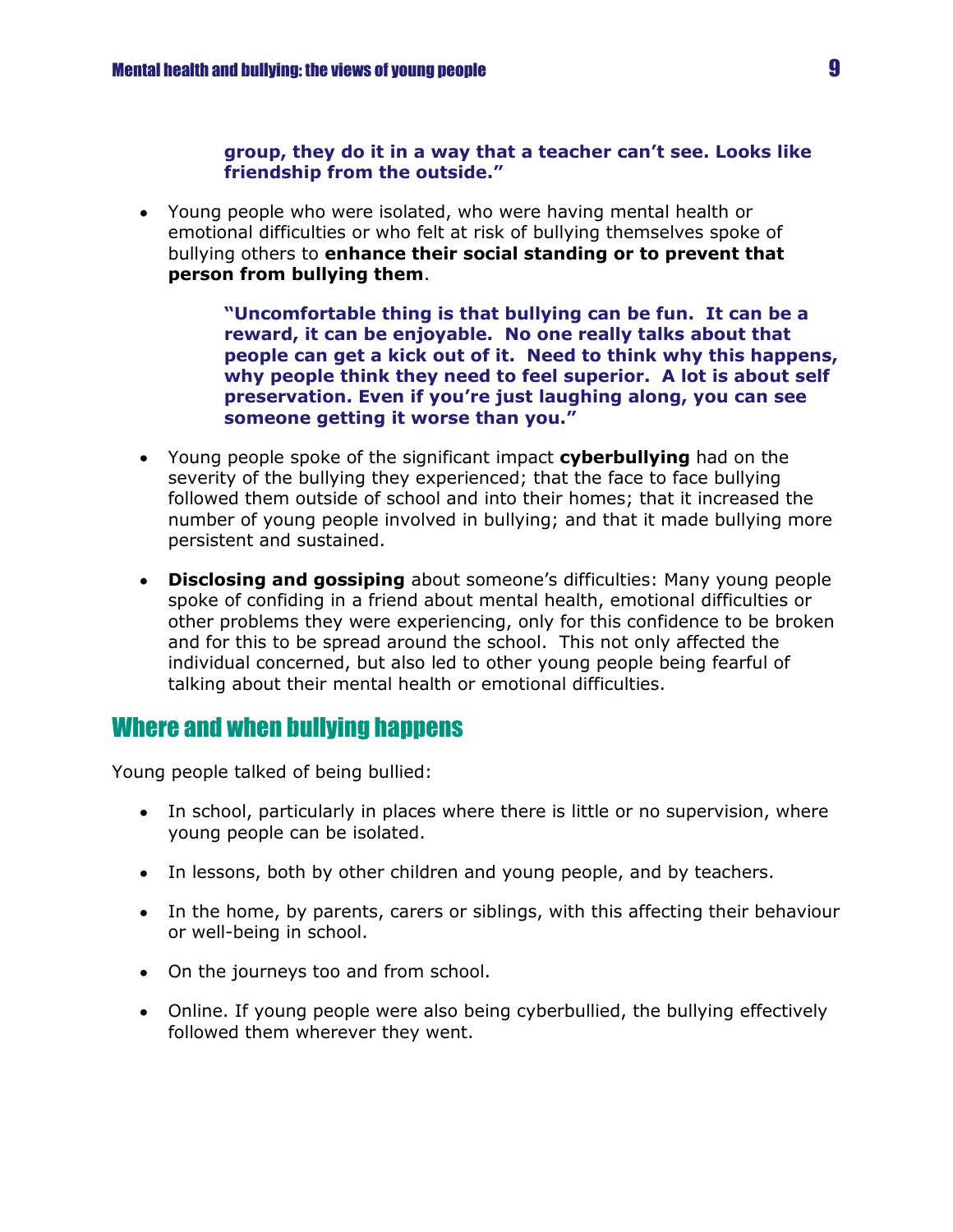**group, they do it in a way that a teacher can't see. Looks like friendship from the outside."**

- Young people who were isolated, who were having mental health or emotional difficulties or who felt at risk of bullying themselves spoke of bullying others to **enhance their social standing or to prevent that person from bullying them**.

> **"Uncomfortable thing is that bullying can be fun. It can be a reward, it can be enjoyable. No one really talks about that people can get a kick out of it. Need to think why this happens, why people think they need to feel superior. A lot is about self preservation. Even if you're just laughing along, you can see someone getting it worse than you."**

- Young people spoke of the significant impact **cyberbullying** had on the severity of the bullying they experienced; that the face to face bullying followed them outside of school and into their homes; that it increased the number of young people involved in bullying; and that it made bullying more persistent and sustained.

- **Disclosing and gossiping** about someone's difficulties: Many young people spoke of confiding in a friend about mental health, emotional difficulties or other problems they were experiencing, only for this confidence to be broken and for this to be spread around the school. This not only affected the individual concerned, but also led to other young people being fearful of talking about their mental health or emotional difficulties.

## Where and when bullying happens

Young people talked of being bullied:

- In school, particularly in places where there is little or no supervision, where young people can be isolated.

- In lessons, both by other children and young people, and by teachers.

- In the home, by parents, carers or siblings, with this affecting their behaviour or well-being in school.

- On the journeys too and from school.

- Online. If young people were also being cyberbullied, the bullying effectively followed them wherever they went.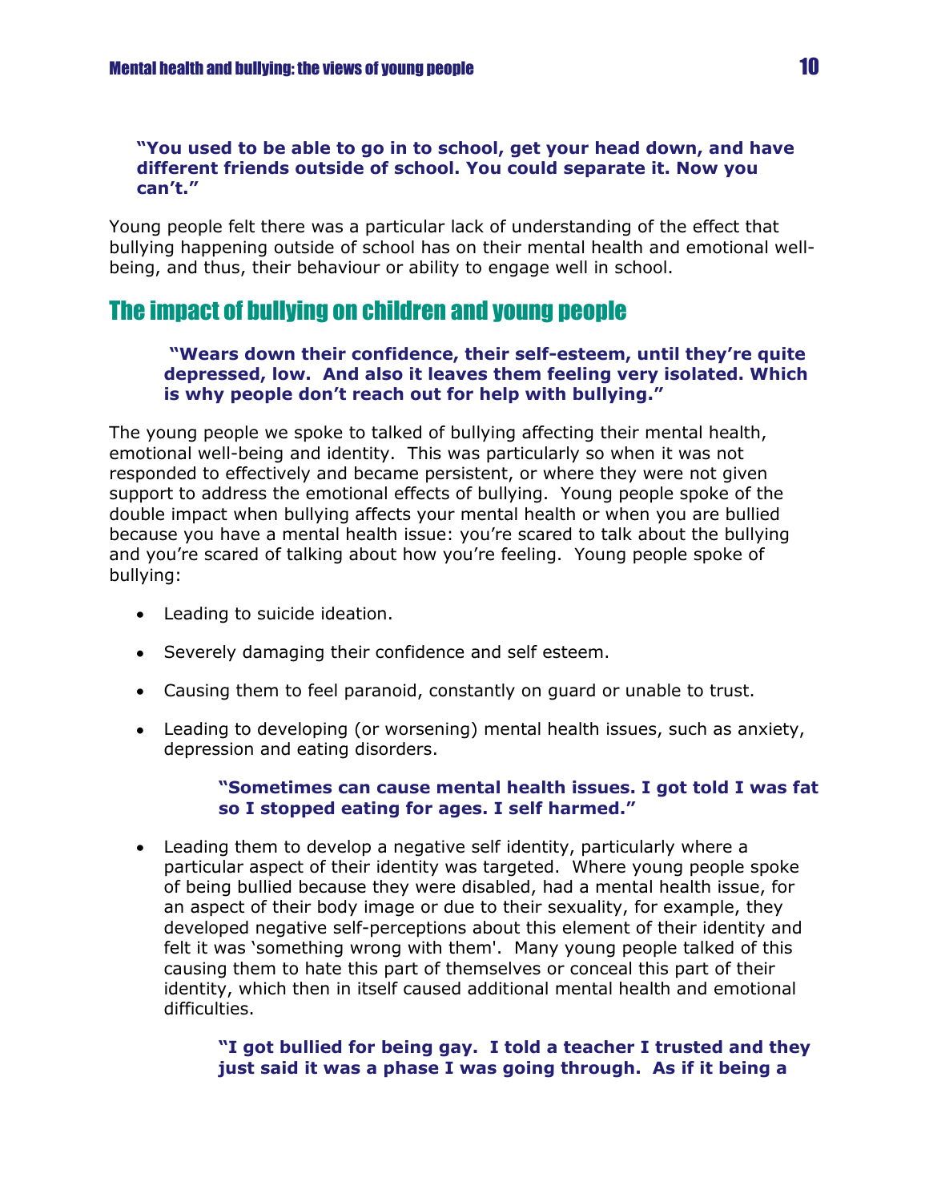**"You used to be able to go in to school, get your head down, and have different friends outside of school. You could separate it. Now you can't."**

Young people felt there was a particular lack of understanding of the effect that bullying happening outside of school has on their mental health and emotional well-being, and thus, their behaviour or ability to engage well in school.

## The impact of bullying on children and young people

**"Wears down their confidence, their self-esteem, until they're quite depressed, low. And also it leaves them feeling very isolated. Which is why people don't reach out for help with bullying."**

The young people we spoke to talked of bullying affecting their mental health, emotional well-being and identity. This was particularly so when it was not responded to effectively and became persistent, or where they were not given support to address the emotional effects of bullying. Young people spoke of the double impact when bullying affects your mental health or when you are bullied because you have a mental health issue: you're scared to talk about the bullying and you're scared of talking about how you're feeling. Young people spoke of bullying:

- Leading to suicide ideation.
- Severely damaging their confidence and self esteem.
- Causing them to feel paranoid, constantly on guard or unable to trust.
- Leading to developing (or worsening) mental health issues, such as anxiety, depression and eating disorders.

  **"Sometimes can cause mental health issues. I got told I was fat so I stopped eating for ages. I self harmed."**

- Leading them to develop a negative self identity, particularly where a particular aspect of their identity was targeted. Where young people spoke of being bullied because they were disabled, had a mental health issue, for an aspect of their body image or due to their sexuality, for example, they developed negative self-perceptions about this element of their identity and felt it was 'something wrong with them'. Many young people talked of this causing them to hate this part of themselves or conceal this part of their identity, which then in itself caused additional mental health and emotional difficulties.

  **"I got bullied for being gay. I told a teacher I trusted and they just said it was a phase I was going through. As if it being a**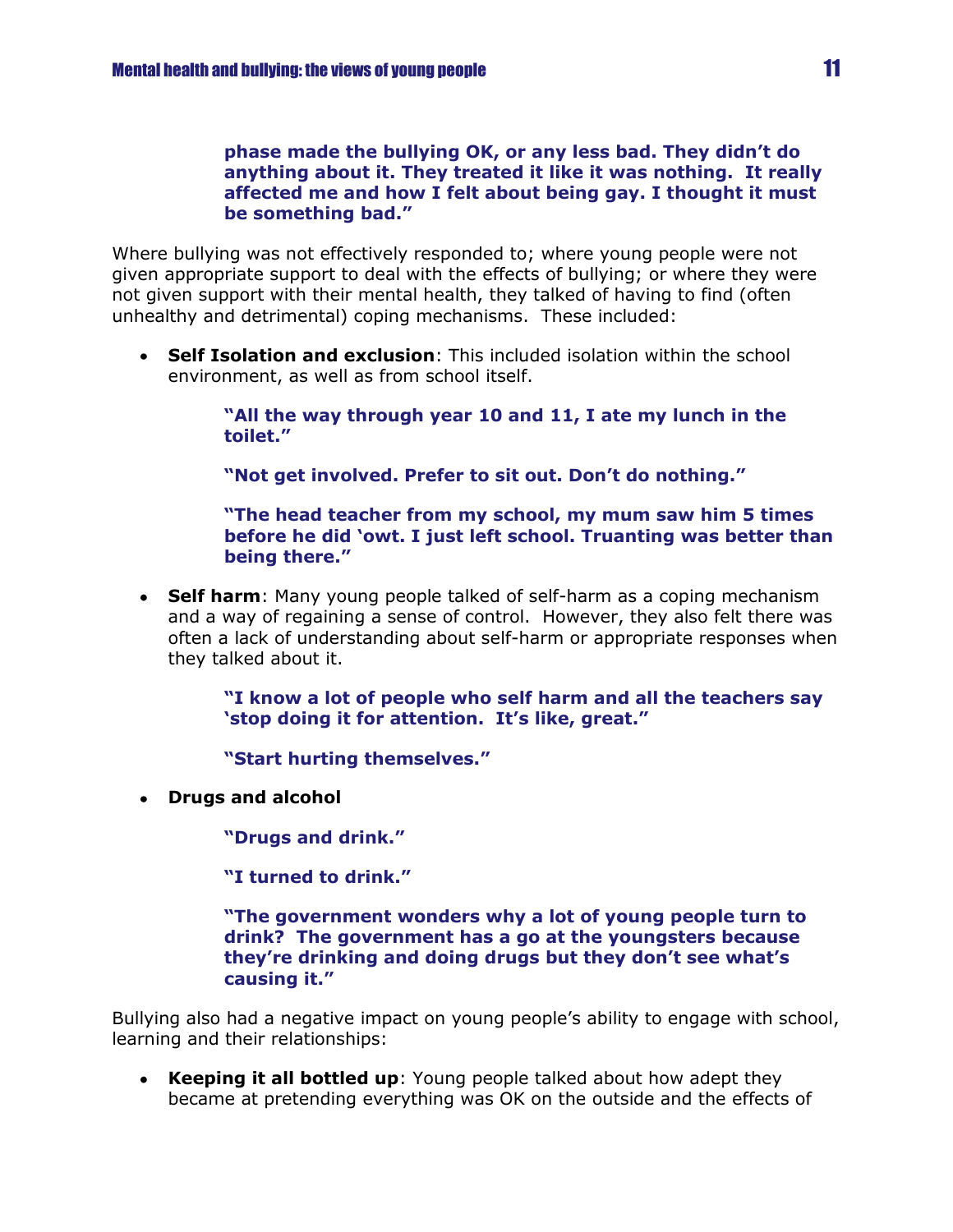**phase made the bullying OK, or any less bad. They didn't do anything about it. They treated it like it was nothing. It really affected me and how I felt about being gay. I thought it must be something bad."**

Where bullying was not effectively responded to; where young people were not given appropriate support to deal with the effects of bullying; or where they were not given support with their mental health, they talked of having to find (often unhealthy and detrimental) coping mechanisms. These included:

- **Self Isolation and exclusion**: This included isolation within the school environment, as well as from school itself.

  **"All the way through year 10 and 11, I ate my lunch in the toilet."**

  **"Not get involved. Prefer to sit out. Don't do nothing."**

  **"The head teacher from my school, my mum saw him 5 times before he did 'owt. I just left school. Truanting was better than being there."**

- **Self harm**: Many young people talked of self-harm as a coping mechanism and a way of regaining a sense of control. However, they also felt there was often a lack of understanding about self-harm or appropriate responses when they talked about it.

  **"I know a lot of people who self harm and all the teachers say 'stop doing it for attention. It's like, great."**

  **"Start hurting themselves."**

- **Drugs and alcohol**

  **"Drugs and drink."**

  **"I turned to drink."**

  **"The government wonders why a lot of young people turn to drink? The government has a go at the youngsters because they're drinking and doing drugs but they don't see what's causing it."**

Bullying also had a negative impact on young people's ability to engage with school, learning and their relationships:

- **Keeping it all bottled up**: Young people talked about how adept they became at pretending everything was OK on the outside and the effects of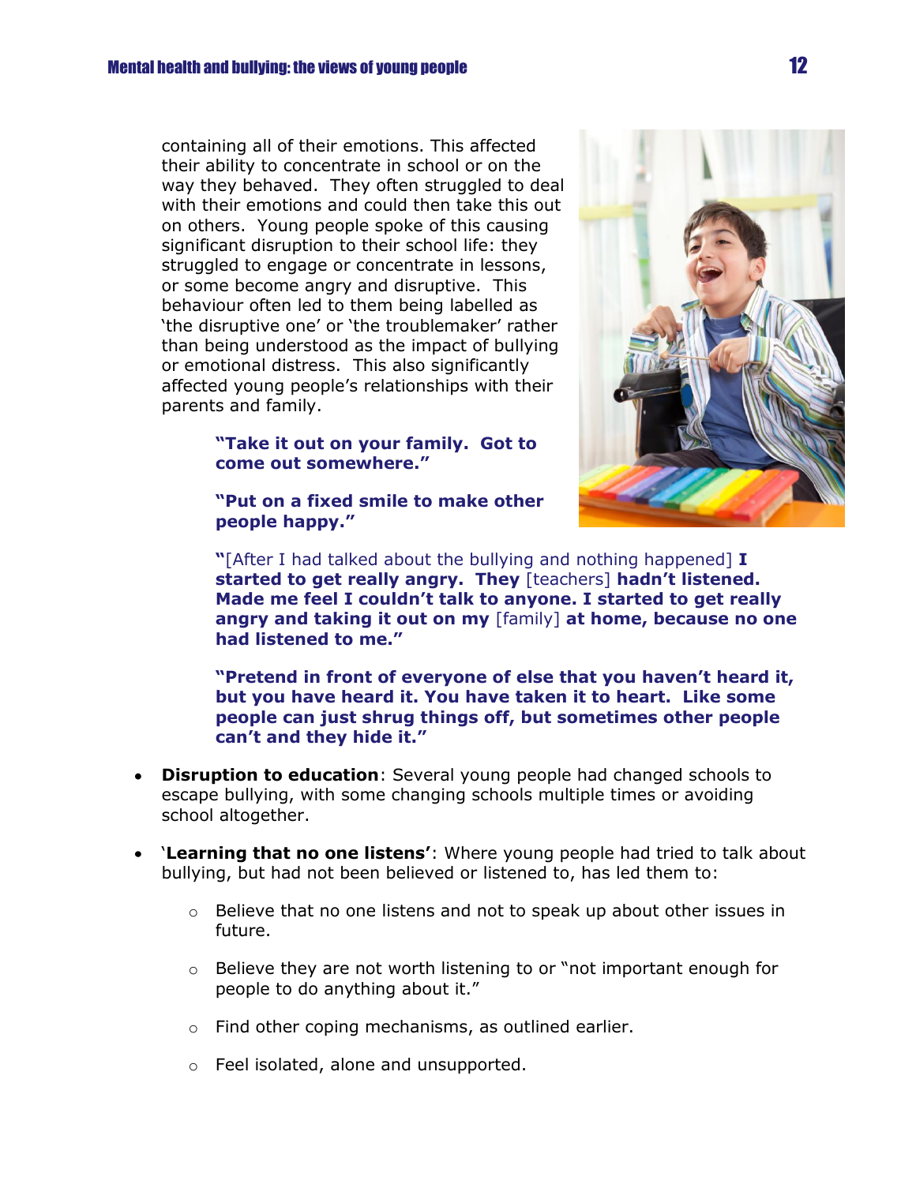containing all of their emotions. This affected their ability to concentrate in school or on the way they behaved. They often struggled to deal with their emotions and could then take this out on others. Young people spoke of this causing significant disruption to their school life: they struggled to engage or concentrate in lessons, or some become angry and disruptive. This behaviour often led to them being labelled as 'the disruptive one' or 'the troublemaker' rather than being understood as the impact of bullying or emotional distress. This also significantly affected young people's relationships with their parents and family.

> **"Take it out on your family. Got to come out somewhere."**
>
> **"Put on a fixed smile to make other people happy."**
>
> **"**[After I had talked about the bullying and nothing happened] **I started to get really angry. They** [teachers] **hadn't listened. Made me feel I couldn't talk to anyone. I started to get really angry and taking it out on my** [family] **at home, because no one had listened to me."**
>
> **"Pretend in front of everyone of else that you haven't heard it, but you have heard it. You have taken it to heart. Like some people can just shrug things off, but sometimes other people can't and they hide it."**

- **Disruption to education**: Several young people had changed schools to escape bullying, with some changing schools multiple times or avoiding school altogether.
- '**Learning that no one listens'**: Where young people had tried to talk about bullying, but had not been believed or listened to, has led them to:
  - Believe that no one listens and not to speak up about other issues in future.
  - Believe they are not worth listening to or "not important enough for people to do anything about it."
  - Find other coping mechanisms, as outlined earlier.
  - Feel isolated, alone and unsupported.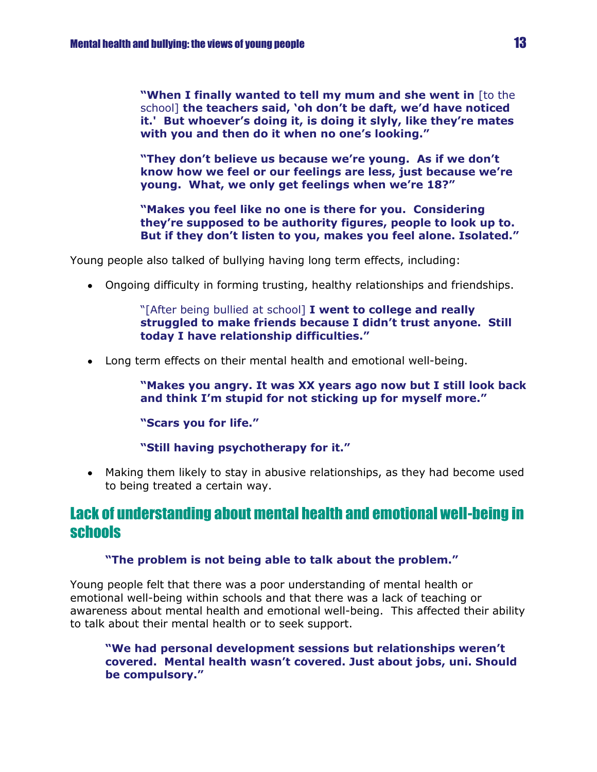**"When I finally wanted to tell my mum and she went in** [to the school] **the teachers said, 'oh don't be daft, we'd have noticed it.' But whoever's doing it, is doing it slyly, like they're mates with you and then do it when no one's looking."**

**"They don't believe us because we're young. As if we don't know how we feel or our feelings are less, just because we're young. What, we only get feelings when we're 18?"**

**"Makes you feel like no one is there for you. Considering they're supposed to be authority figures, people to look up to. But if they don't listen to you, makes you feel alone. Isolated."**

Young people also talked of bullying having long term effects, including:

- Ongoing difficulty in forming trusting, healthy relationships and friendships.

  "[After being bullied at school] **I went to college and really struggled to make friends because I didn't trust anyone. Still today I have relationship difficulties."**

- Long term effects on their mental health and emotional well-being.

  **"Makes you angry. It was XX years ago now but I still look back and think I'm stupid for not sticking up for myself more."**

  **"Scars you for life."**

  **"Still having psychotherapy for it."**

- Making them likely to stay in abusive relationships, as they had become used to being treated a certain way.

## Lack of understanding about mental health and emotional well-being in schools

**"The problem is not being able to talk about the problem."**

Young people felt that there was a poor understanding of mental health or emotional well-being within schools and that there was a lack of teaching or awareness about mental health and emotional well-being. This affected their ability to talk about their mental health or to seek support.

**"We had personal development sessions but relationships weren't covered. Mental health wasn't covered. Just about jobs, uni. Should be compulsory."**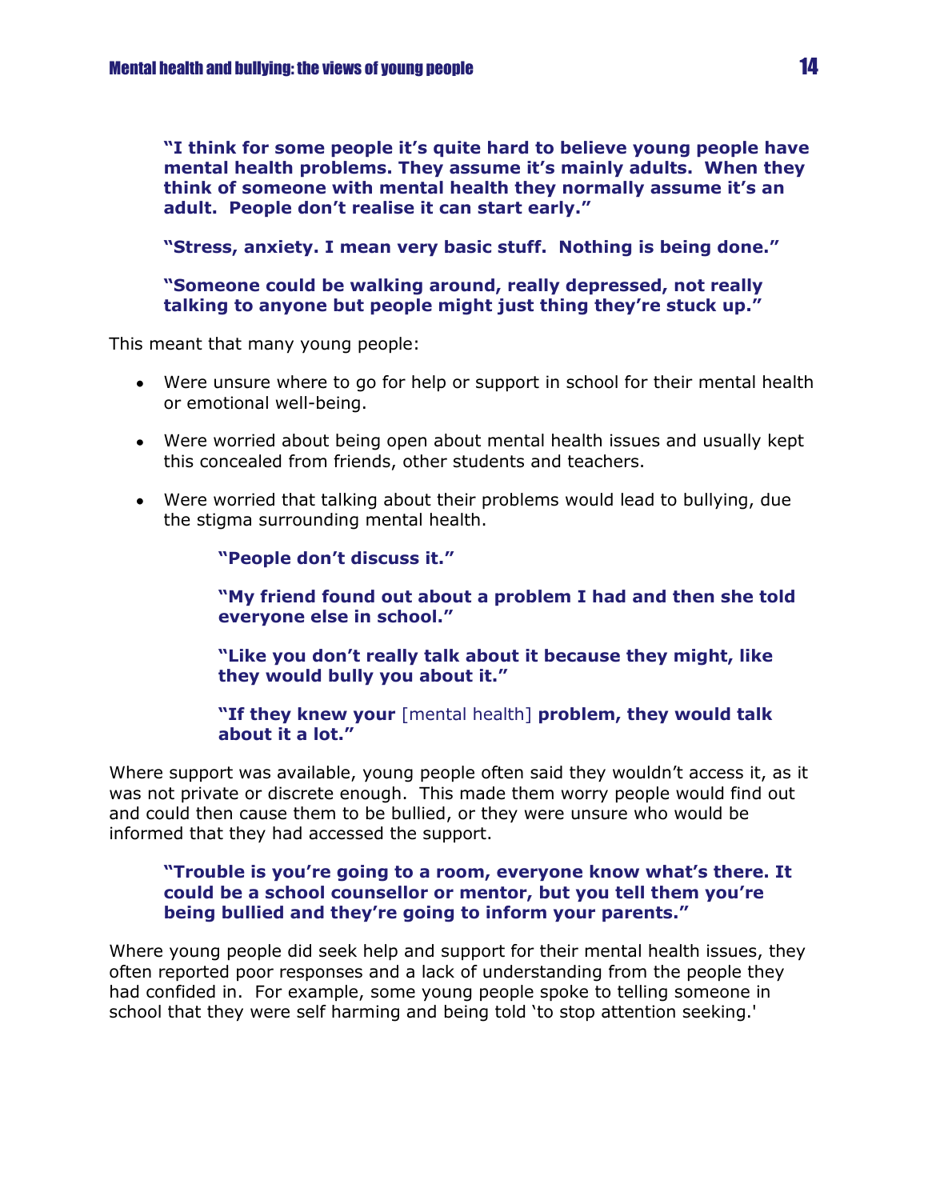**"I think for some people it's quite hard to believe young people have mental health problems. They assume it's mainly adults. When they think of someone with mental health they normally assume it's an adult. People don't realise it can start early."**

**"Stress, anxiety. I mean very basic stuff. Nothing is being done."**

**"Someone could be walking around, really depressed, not really talking to anyone but people might just thing they're stuck up."**

This meant that many young people:

- Were unsure where to go for help or support in school for their mental health or emotional well-being.
- Were worried about being open about mental health issues and usually kept this concealed from friends, other students and teachers.
- Were worried that talking about their problems would lead to bullying, due the stigma surrounding mental health.

**"People don't discuss it."**

**"My friend found out about a problem I had and then she told everyone else in school."**

**"Like you don't really talk about it because they might, like they would bully you about it."**

**"If they knew your** [mental health] **problem, they would talk about it a lot."**

Where support was available, young people often said they wouldn't access it, as it was not private or discrete enough. This made them worry people would find out and could then cause them to be bullied, or they were unsure who would be informed that they had accessed the support.

**"Trouble is you're going to a room, everyone know what's there. It could be a school counsellor or mentor, but you tell them you're being bullied and they're going to inform your parents."**

Where young people did seek help and support for their mental health issues, they often reported poor responses and a lack of understanding from the people they had confided in. For example, some young people spoke to telling someone in school that they were self harming and being told 'to stop attention seeking.'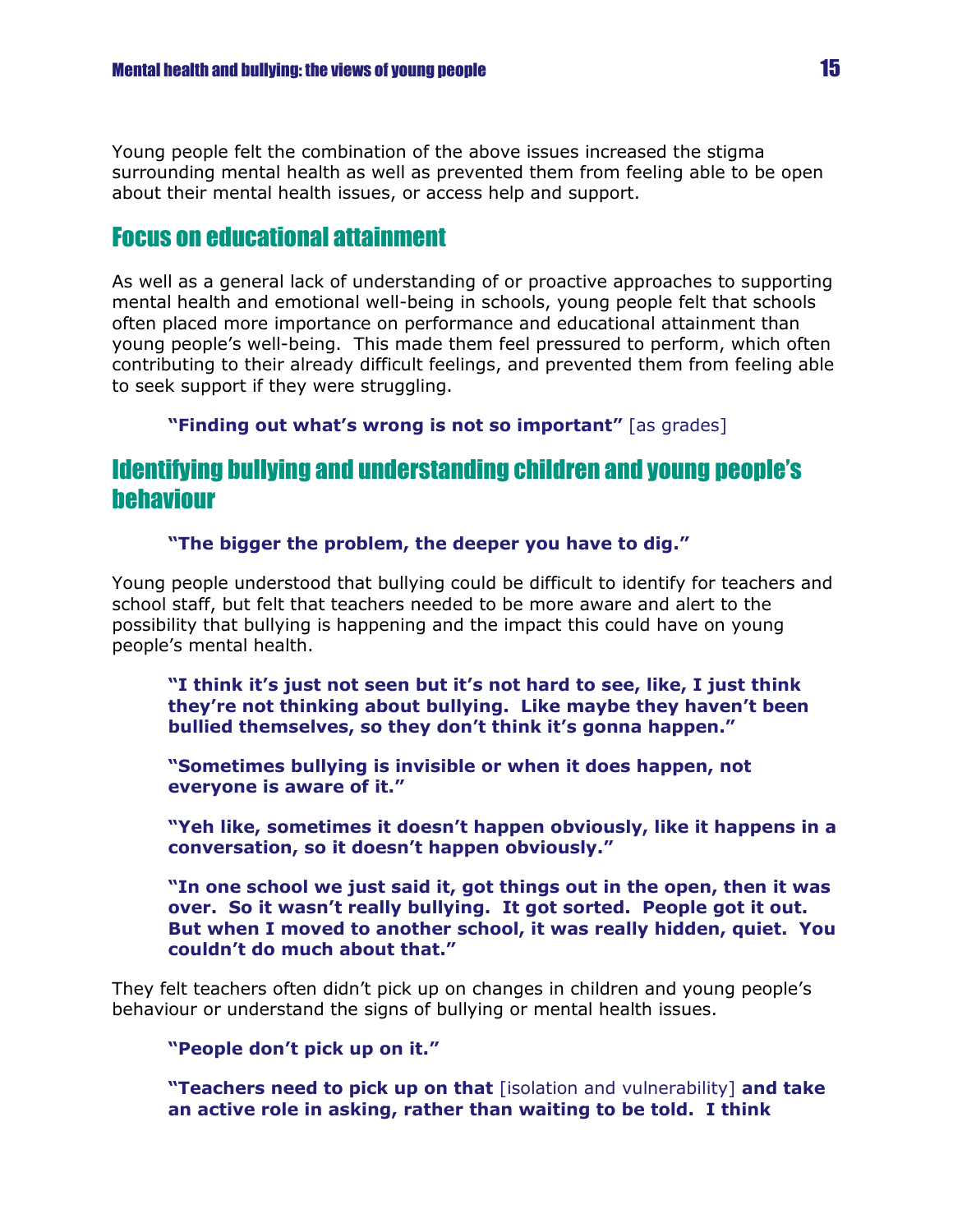Young people felt the combination of the above issues increased the stigma surrounding mental health as well as prevented them from feeling able to be open about their mental health issues, or access help and support.

## Focus on educational attainment

As well as a general lack of understanding of or proactive approaches to supporting mental health and emotional well-being in schools, young people felt that schools often placed more importance on performance and educational attainment than young people's well-being. This made them feel pressured to perform, which often contributing to their already difficult feelings, and prevented them from feeling able to seek support if they were struggling.

> **"Finding out what's wrong is not so important"** [as grades]

## Identifying bullying and understanding children and young people's behaviour

> **"The bigger the problem, the deeper you have to dig."**

Young people understood that bullying could be difficult to identify for teachers and school staff, but felt that teachers needed to be more aware and alert to the possibility that bullying is happening and the impact this could have on young people's mental health.

> **"I think it's just not seen but it's not hard to see, like, I just think they're not thinking about bullying. Like maybe they haven't been bullied themselves, so they don't think it's gonna happen."**

> **"Sometimes bullying is invisible or when it does happen, not everyone is aware of it."**

> **"Yeh like, sometimes it doesn't happen obviously, like it happens in a conversation, so it doesn't happen obviously."**

> **"In one school we just said it, got things out in the open, then it was over. So it wasn't really bullying. It got sorted. People got it out. But when I moved to another school, it was really hidden, quiet. You couldn't do much about that."**

They felt teachers often didn't pick up on changes in children and young people's behaviour or understand the signs of bullying or mental health issues.

> **"People don't pick up on it."**

> **"Teachers need to pick up on that** [isolation and vulnerability] **and take an active role in asking, rather than waiting to be told. I think**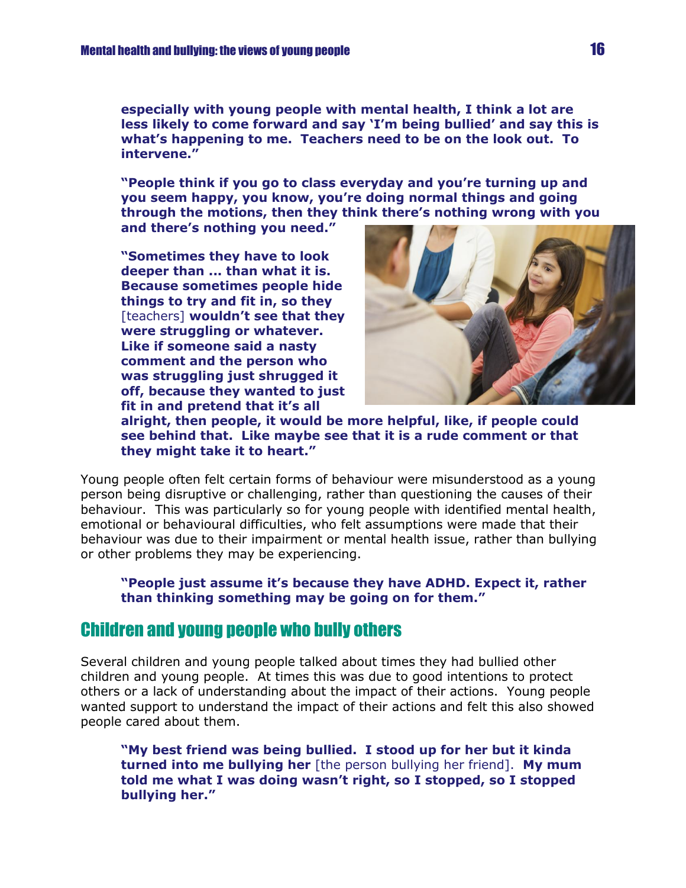**especially with young people with mental health, I think a lot are less likely to come forward and say 'I'm being bullied' and say this is what's happening to me. Teachers need to be on the look out. To intervene."**

**"People think if you go to class everyday and you're turning up and you seem happy, you know, you're doing normal things and going through the motions, then they think there's nothing wrong with you and there's nothing you need."**

**"Sometimes they have to look deeper than ... than what it is. Because sometimes people hide things to try and fit in, so they** [teachers] **wouldn't see that they were struggling or whatever. Like if someone said a nasty comment and the person who was struggling just shrugged it off, because they wanted to just fit in and pretend that it's all alright, then people, it would be more helpful, like, if people could see behind that. Like maybe see that it is a rude comment or that they might take it to heart."**

Young people often felt certain forms of behaviour were misunderstood as a young person being disruptive or challenging, rather than questioning the causes of their behaviour. This was particularly so for young people with identified mental health, emotional or behavioural difficulties, who felt assumptions were made that their behaviour was due to their impairment or mental health issue, rather than bullying or other problems they may be experiencing.

**"People just assume it's because they have ADHD. Expect it, rather than thinking something may be going on for them."**

## Children and young people who bully others

Several children and young people talked about times they had bullied other children and young people. At times this was due to good intentions to protect others or a lack of understanding about the impact of their actions. Young people wanted support to understand the impact of their actions and felt this also showed people cared about them.

**"My best friend was being bullied. I stood up for her but it kinda turned into me bullying her** [the person bullying her friend]. **My mum told me what I was doing wasn't right, so I stopped, so I stopped bullying her."**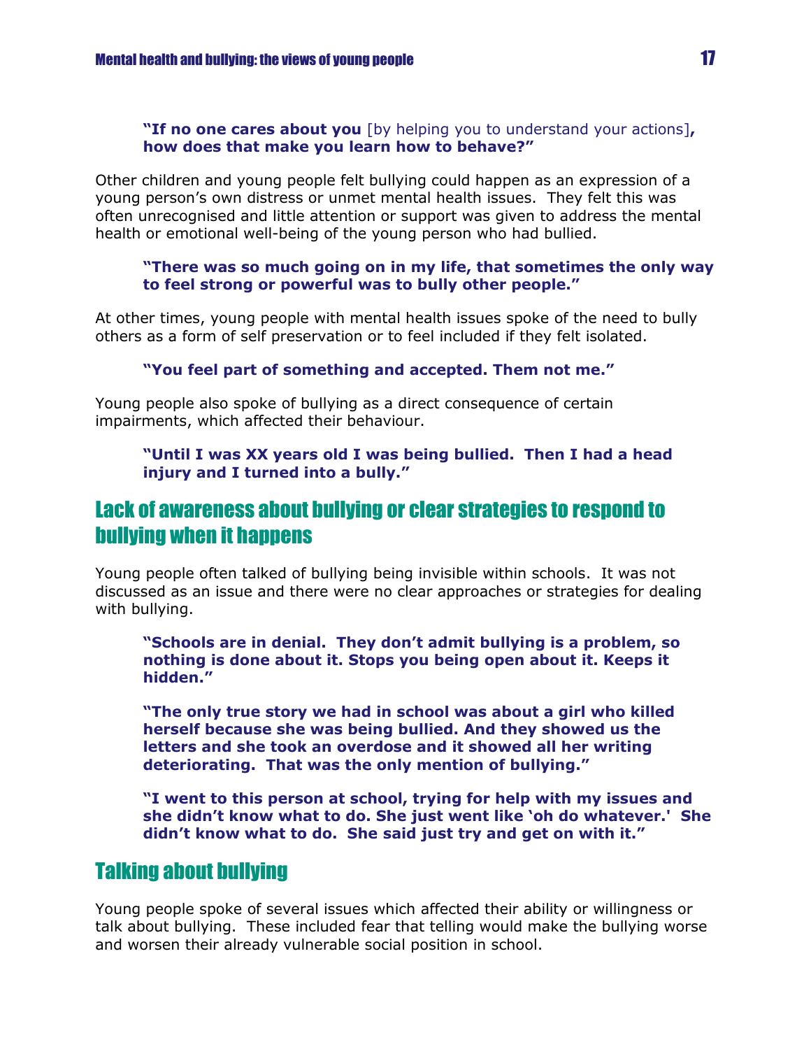**"If no one cares about you** [by helping you to understand your actions]**, how does that make you learn how to behave?"**

Other children and young people felt bullying could happen as an expression of a young person's own distress or unmet mental health issues. They felt this was often unrecognised and little attention or support was given to address the mental health or emotional well-being of the young person who had bullied.

**"There was so much going on in my life, that sometimes the only way to feel strong or powerful was to bully other people."**

At other times, young people with mental health issues spoke of the need to bully others as a form of self preservation or to feel included if they felt isolated.

**"You feel part of something and accepted. Them not me."**

Young people also spoke of bullying as a direct consequence of certain impairments, which affected their behaviour.

**"Until I was XX years old I was being bullied. Then I had a head injury and I turned into a bully."**

## Lack of awareness about bullying or clear strategies to respond to bullying when it happens

Young people often talked of bullying being invisible within schools. It was not discussed as an issue and there were no clear approaches or strategies for dealing with bullying.

**"Schools are in denial. They don't admit bullying is a problem, so nothing is done about it. Stops you being open about it. Keeps it hidden."**

**"The only true story we had in school was about a girl who killed herself because she was being bullied. And they showed us the letters and she took an overdose and it showed all her writing deteriorating. That was the only mention of bullying."**

**"I went to this person at school, trying for help with my issues and she didn't know what to do. She just went like 'oh do whatever.' She didn't know what to do. She said just try and get on with it."**

## Talking about bullying

Young people spoke of several issues which affected their ability or willingness or talk about bullying. These included fear that telling would make the bullying worse and worsen their already vulnerable social position in school.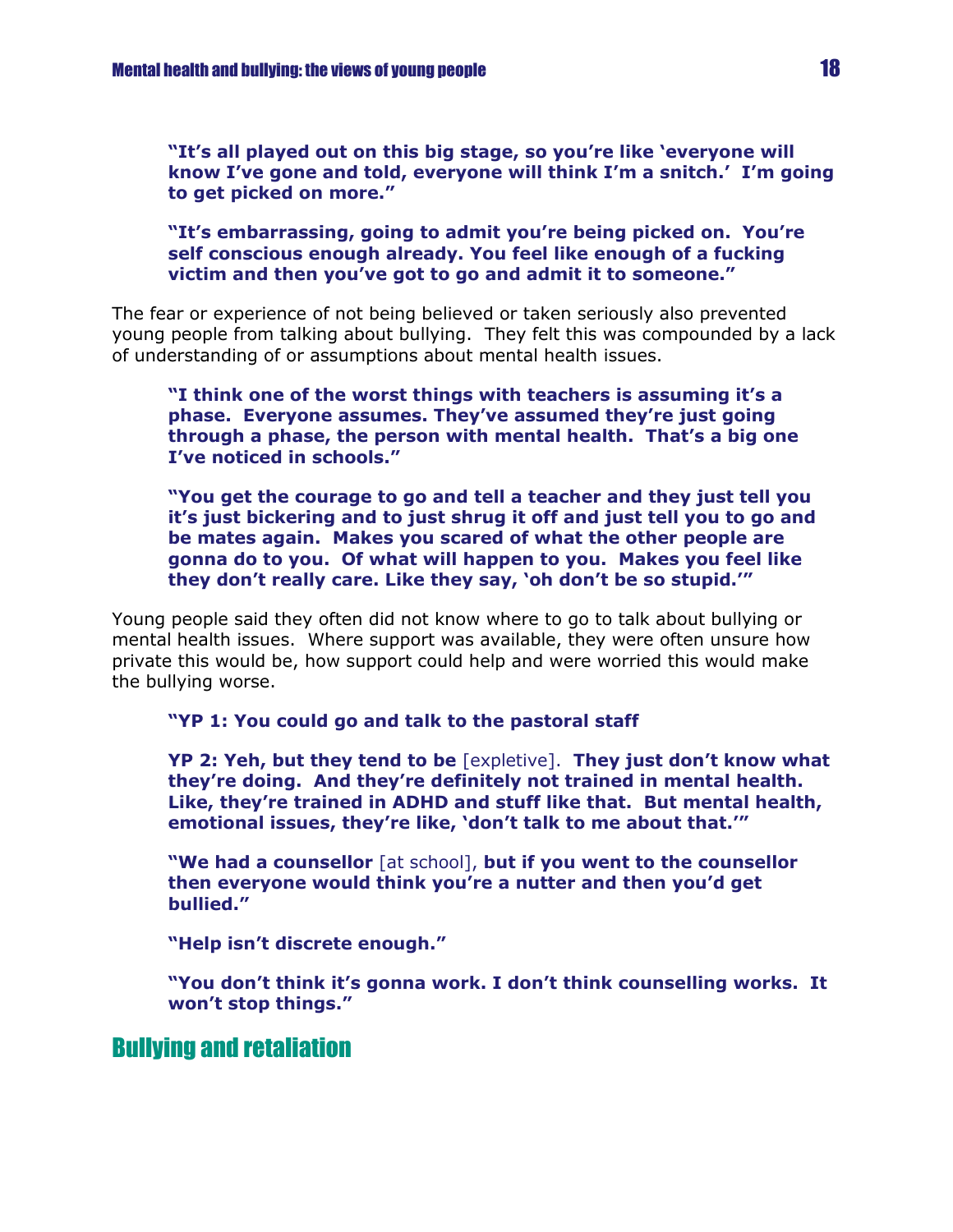> **"It's all played out on this big stage, so you're like 'everyone will know I've gone and told, everyone will think I'm a snitch.' I'm going to get picked on more."**

> **"It's embarrassing, going to admit you're being picked on. You're self conscious enough already. You feel like enough of a fucking victim and then you've got to go and admit it to someone."**

The fear or experience of not being believed or taken seriously also prevented young people from talking about bullying. They felt this was compounded by a lack of understanding of or assumptions about mental health issues.

> **"I think one of the worst things with teachers is assuming it's a phase. Everyone assumes. They've assumed they're just going through a phase, the person with mental health. That's a big one I've noticed in schools."**

> **"You get the courage to go and tell a teacher and they just tell you it's just bickering and to just shrug it off and just tell you to go and be mates again. Makes you scared of what the other people are gonna do to you. Of what will happen to you. Makes you feel like they don't really care. Like they say, 'oh don't be so stupid.'"**

Young people said they often did not know where to go to talk about bullying or mental health issues. Where support was available, they were often unsure how private this would be, how support could help and were worried this would make the bullying worse.

> **"YP 1: You could go and talk to the pastoral staff**
>
> **YP 2: Yeh, but they tend to be** [expletive]. **They just don't know what they're doing. And they're definitely not trained in mental health. Like, they're trained in ADHD and stuff like that. But mental health, emotional issues, they're like, 'don't talk to me about that.'"**

> **"We had a counsellor** [at school], **but if you went to the counsellor then everyone would think you're a nutter and then you'd get bullied."**

> **"Help isn't discrete enough."**

> **"You don't think it's gonna work. I don't think counselling works. It won't stop things."**

## Bullying and retaliation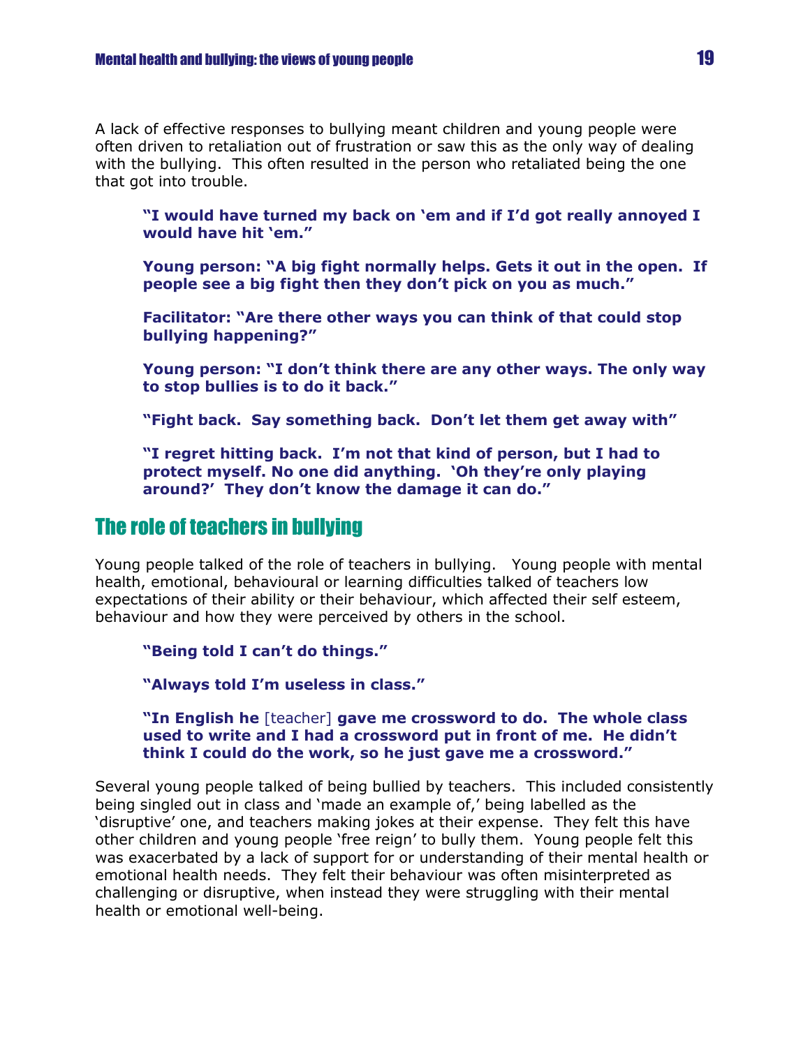A lack of effective responses to bullying meant children and young people were often driven to retaliation out of frustration or saw this as the only way of dealing with the bullying. This often resulted in the person who retaliated being the one that got into trouble.

> **"I would have turned my back on 'em and if I'd got really annoyed I would have hit 'em."**
>
> **Young person: "A big fight normally helps. Gets it out in the open. If people see a big fight then they don't pick on you as much."**
>
> **Facilitator: "Are there other ways you can think of that could stop bullying happening?"**
>
> **Young person: "I don't think there are any other ways. The only way to stop bullies is to do it back."**
>
> **"Fight back. Say something back. Don't let them get away with"**
>
> **"I regret hitting back. I'm not that kind of person, but I had to protect myself. No one did anything. 'Oh they're only playing around?' They don't know the damage it can do."**

## The role of teachers in bullying

Young people talked of the role of teachers in bullying. Young people with mental health, emotional, behavioural or learning difficulties talked of teachers low expectations of their ability or their behaviour, which affected their self esteem, behaviour and how they were perceived by others in the school.

> **"Being told I can't do things."**
>
> **"Always told I'm useless in class."**
>
> **"In English he** [teacher] **gave me crossword to do. The whole class used to write and I had a crossword put in front of me. He didn't think I could do the work, so he just gave me a crossword."**

Several young people talked of being bullied by teachers. This included consistently being singled out in class and 'made an example of,' being labelled as the 'disruptive' one, and teachers making jokes at their expense. They felt this have other children and young people 'free reign' to bully them. Young people felt this was exacerbated by a lack of support for or understanding of their mental health or emotional health needs. They felt their behaviour was often misinterpreted as challenging or disruptive, when instead they were struggling with their mental health or emotional well-being.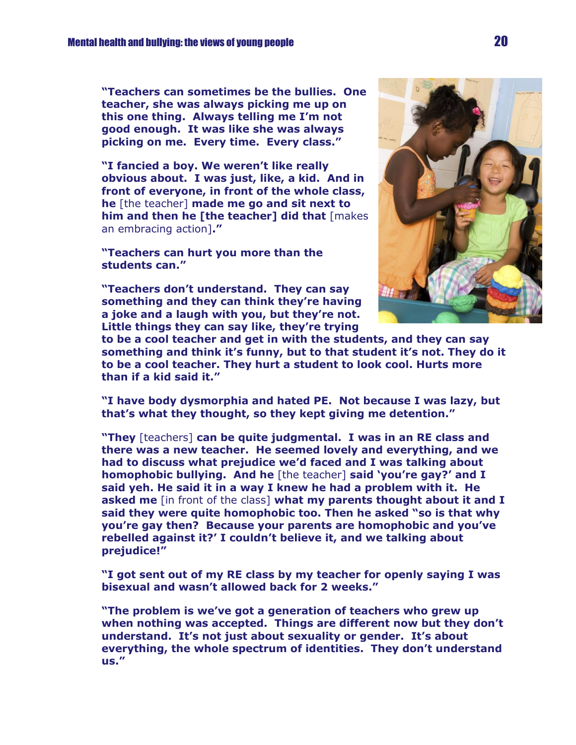**"Teachers can sometimes be the bullies. One teacher, she was always picking me up on this one thing. Always telling me I'm not good enough. It was like she was always picking on me. Every time. Every class."**

**"I fancied a boy. We weren't like really obvious about. I was just, like, a kid. And in front of everyone, in front of the whole class, he** [the teacher] **made me go and sit next to him and then he [the teacher] did that** [makes an embracing action]**."**

**"Teachers can hurt you more than the students can."**

**"Teachers don't understand. They can say something and they can think they're having a joke and a laugh with you, but they're not. Little things they can say like, they're trying to be a cool teacher and get in with the students, and they can say something and think it's funny, but to that student it's not. They do it to be a cool teacher. They hurt a student to look cool. Hurts more than if a kid said it."**

**"I have body dysmorphia and hated PE. Not because I was lazy, but that's what they thought, so they kept giving me detention."**

**"They** [teachers] **can be quite judgmental. I was in an RE class and there was a new teacher. He seemed lovely and everything, and we had to discuss what prejudice we'd faced and I was talking about homophobic bullying. And he** [the teacher] **said 'you're gay?' and I said yeh. He said it in a way I knew he had a problem with it. He asked me** [in front of the class] **what my parents thought about it and I said they were quite homophobic too. Then he asked "so is that why you're gay then? Because your parents are homophobic and you've rebelled against it?' I couldn't believe it, and we talking about prejudice!"**

**"I got sent out of my RE class by my teacher for openly saying I was bisexual and wasn't allowed back for 2 weeks."**

**"The problem is we've got a generation of teachers who grew up when nothing was accepted. Things are different now but they don't understand. It's not just about sexuality or gender. It's about everything, the whole spectrum of identities. They don't understand us."**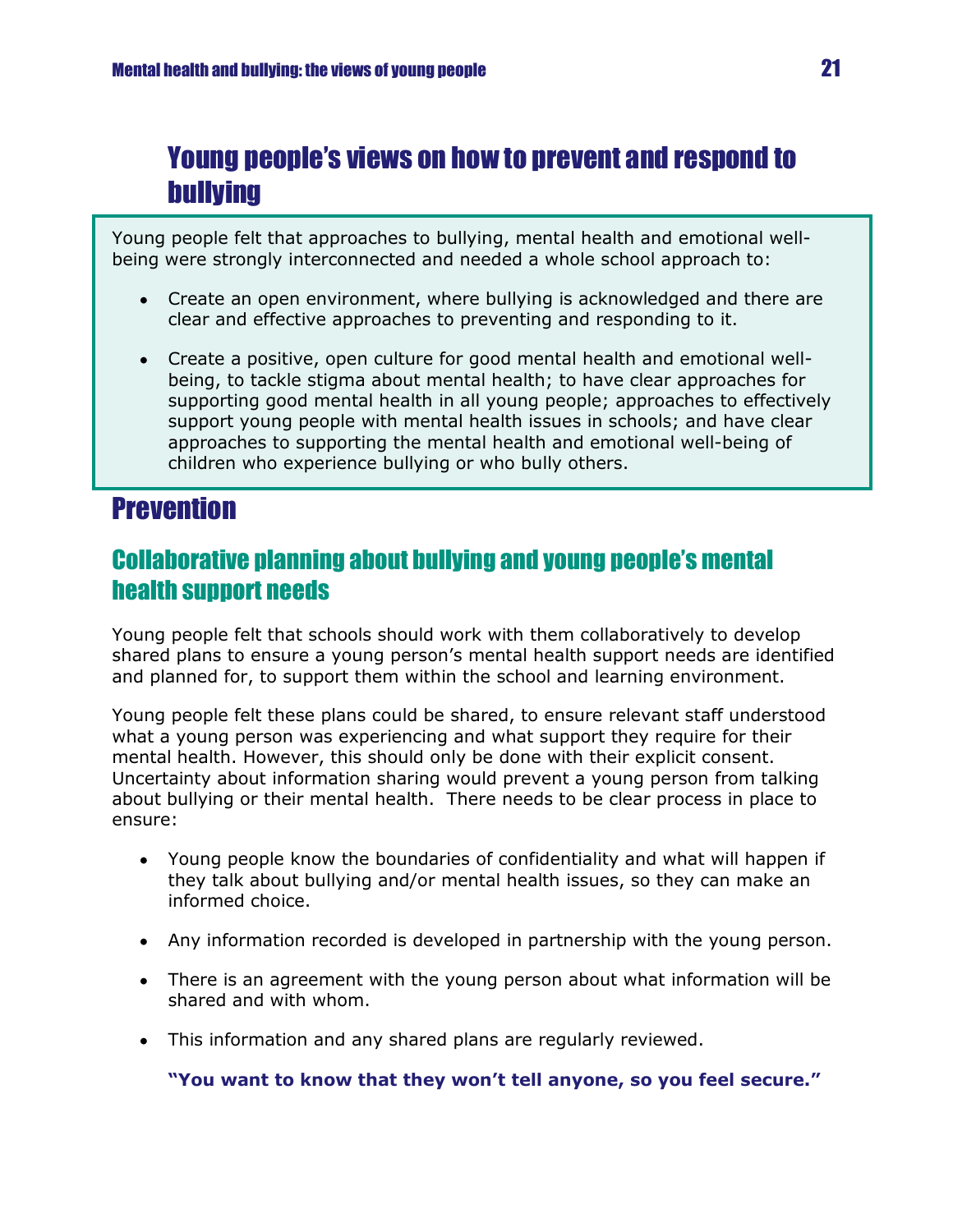## Young people's views on how to prevent and respond to bullying

Young people felt that approaches to bullying, mental health and emotional well-being were strongly interconnected and needed a whole school approach to:

- Create an open environment, where bullying is acknowledged and there are clear and effective approaches to preventing and responding to it.
- Create a positive, open culture for good mental health and emotional well-being, to tackle stigma about mental health; to have clear approaches for supporting good mental health in all young people; approaches to effectively support young people with mental health issues in schools; and have clear approaches to supporting the mental health and emotional well-being of children who experience bullying or who bully others.

## Prevention

### Collaborative planning about bullying and young people's mental health support needs

Young people felt that schools should work with them collaboratively to develop shared plans to ensure a young person's mental health support needs are identified and planned for, to support them within the school and learning environment.

Young people felt these plans could be shared, to ensure relevant staff understood what a young person was experiencing and what support they require for their mental health. However, this should only be done with their explicit consent. Uncertainty about information sharing would prevent a young person from talking about bullying or their mental health. There needs to be clear process in place to ensure:

- Young people know the boundaries of confidentiality and what will happen if they talk about bullying and/or mental health issues, so they can make an informed choice.
- Any information recorded is developed in partnership with the young person.
- There is an agreement with the young person about what information will be shared and with whom.
- This information and any shared plans are regularly reviewed.

**"You want to know that they won't tell anyone, so you feel secure."**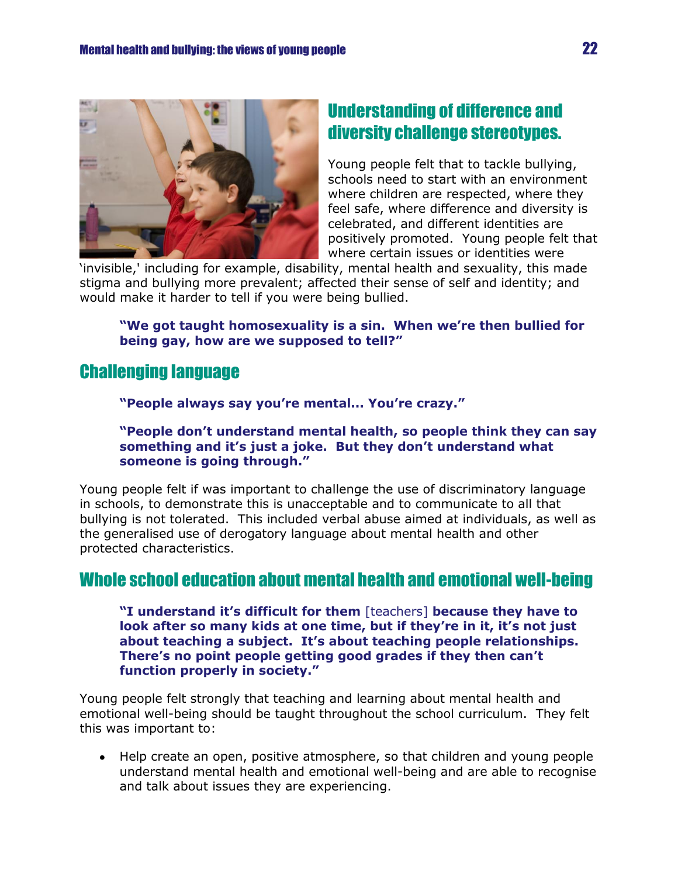## Understanding of difference and diversity challenge stereotypes.

Young people felt that to tackle bullying, schools need to start with an environment where children are respected, where they feel safe, where difference and diversity is celebrated, and different identities are positively promoted. Young people felt that where certain issues or identities were 'invisible,' including for example, disability, mental health and sexuality, this made stigma and bullying more prevalent; affected their sense of self and identity; and would make it harder to tell if you were being bullied.

> **"We got taught homosexuality is a sin. When we're then bullied for being gay, how are we supposed to tell?"**

## Challenging language

> **"People always say you're mental… You're crazy."**

> **"People don't understand mental health, so people think they can say something and it's just a joke. But they don't understand what someone is going through."**

Young people felt if was important to challenge the use of discriminatory language in schools, to demonstrate this is unacceptable and to communicate to all that bullying is not tolerated. This included verbal abuse aimed at individuals, as well as the generalised use of derogatory language about mental health and other protected characteristics.

## Whole school education about mental health and emotional well-being

> **"I understand it's difficult for them** [teachers] **because they have to look after so many kids at one time, but if they're in it, it's not just about teaching a subject. It's about teaching people relationships. There's no point people getting good grades if they then can't function properly in society."**

Young people felt strongly that teaching and learning about mental health and emotional well-being should be taught throughout the school curriculum. They felt this was important to:

- Help create an open, positive atmosphere, so that children and young people understand mental health and emotional well-being and are able to recognise and talk about issues they are experiencing.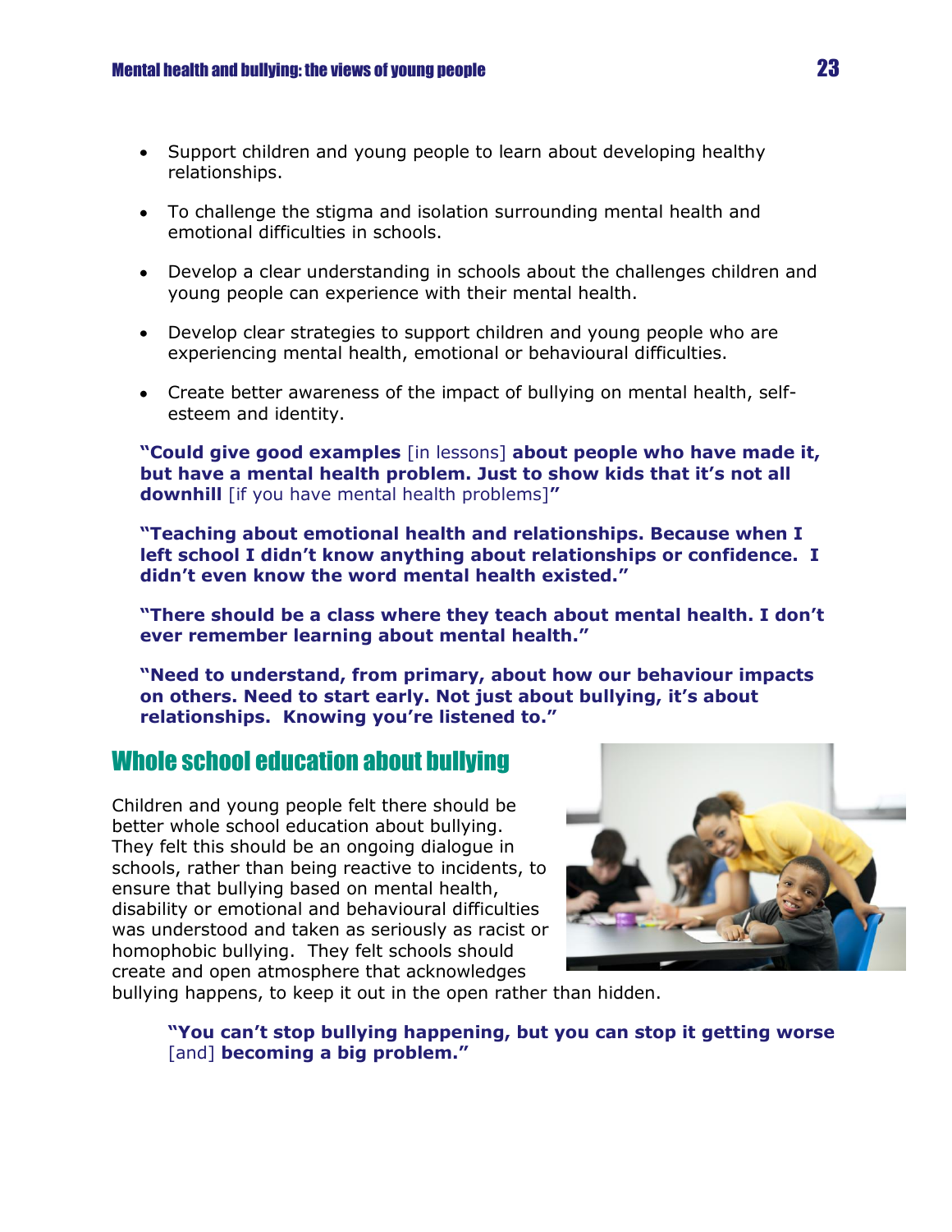- Support children and young people to learn about developing healthy relationships.
- To challenge the stigma and isolation surrounding mental health and emotional difficulties in schools.
- Develop a clear understanding in schools about the challenges children and young people can experience with their mental health.
- Develop clear strategies to support children and young people who are experiencing mental health, emotional or behavioural difficulties.
- Create better awareness of the impact of bullying on mental health, self-esteem and identity.

**"Could give good examples** [in lessons] **about people who have made it, but have a mental health problem. Just to show kids that it's not all downhill** [if you have mental health problems]**"**

**"Teaching about emotional health and relationships. Because when I left school I didn't know anything about relationships or confidence. I didn't even know the word mental health existed."**

**"There should be a class where they teach about mental health. I don't ever remember learning about mental health."**

**"Need to understand, from primary, about how our behaviour impacts on others. Need to start early. Not just about bullying, it's about relationships. Knowing you're listened to."**

## Whole school education about bullying

Children and young people felt there should be better whole school education about bullying. They felt this should be an ongoing dialogue in schools, rather than being reactive to incidents, to ensure that bullying based on mental health, disability or emotional and behavioural difficulties was understood and taken as seriously as racist or homophobic bullying. They felt schools should create and open atmosphere that acknowledges bullying happens, to keep it out in the open rather than hidden.

> **"You can't stop bullying happening, but you can stop it getting worse** [and] **becoming a big problem."**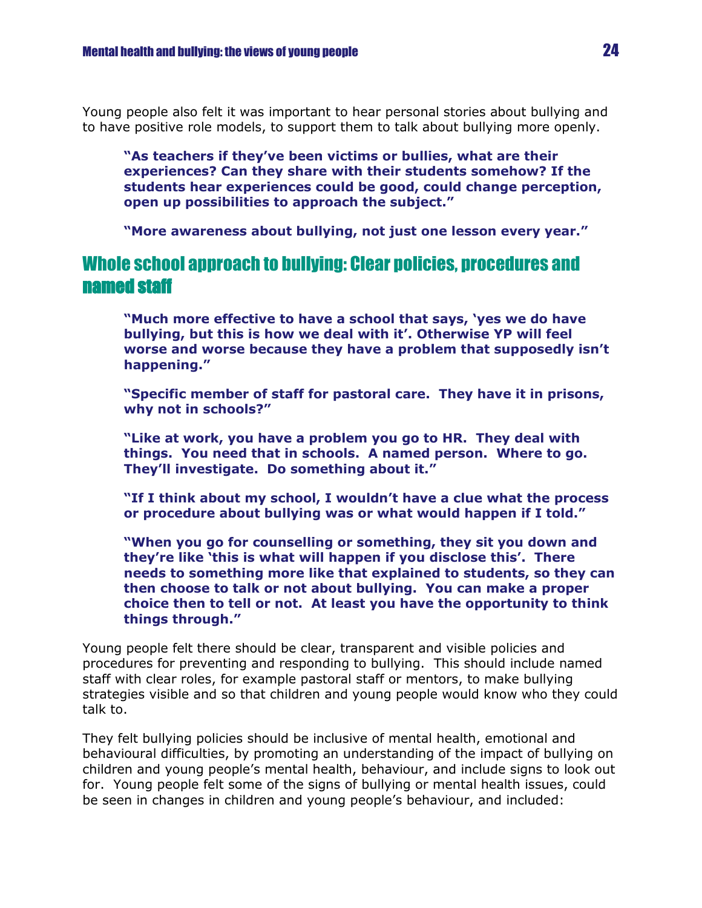Young people also felt it was important to hear personal stories about bullying and to have positive role models, to support them to talk about bullying more openly.

> **"As teachers if they've been victims or bullies, what are their experiences? Can they share with their students somehow? If the students hear experiences could be good, could change perception, open up possibilities to approach the subject."**
>
> **"More awareness about bullying, not just one lesson every year."**

## Whole school approach to bullying: Clear policies, procedures and named staff

> **"Much more effective to have a school that says, 'yes we do have bullying, but this is how we deal with it'. Otherwise YP will feel worse and worse because they have a problem that supposedly isn't happening."**
>
> **"Specific member of staff for pastoral care. They have it in prisons, why not in schools?"**
>
> **"Like at work, you have a problem you go to HR. They deal with things. You need that in schools. A named person. Where to go. They'll investigate. Do something about it."**
>
> **"If I think about my school, I wouldn't have a clue what the process or procedure about bullying was or what would happen if I told."**
>
> **"When you go for counselling or something, they sit you down and they're like 'this is what will happen if you disclose this'. There needs to something more like that explained to students, so they can then choose to talk or not about bullying. You can make a proper choice then to tell or not. At least you have the opportunity to think things through."**

Young people felt there should be clear, transparent and visible policies and procedures for preventing and responding to bullying. This should include named staff with clear roles, for example pastoral staff or mentors, to make bullying strategies visible and so that children and young people would know who they could talk to.

They felt bullying policies should be inclusive of mental health, emotional and behavioural difficulties, by promoting an understanding of the impact of bullying on children and young people's mental health, behaviour, and include signs to look out for. Young people felt some of the signs of bullying or mental health issues, could be seen in changes in children and young people's behaviour, and included: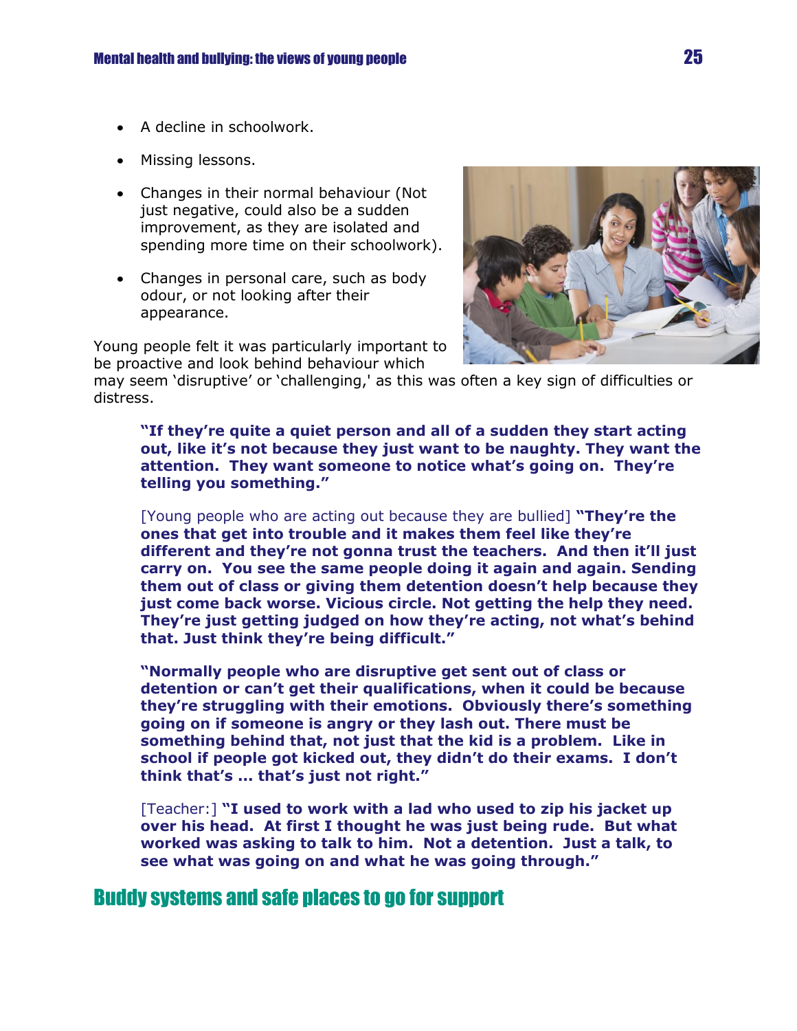- A decline in schoolwork.
- Missing lessons.
- Changes in their normal behaviour (Not just negative, could also be a sudden improvement, as they are isolated and spending more time on their schoolwork).
- Changes in personal care, such as body odour, or not looking after their appearance.

Young people felt it was particularly important to be proactive and look behind behaviour which may seem 'disruptive' or 'challenging,' as this was often a key sign of difficulties or distress.

> **"If they're quite a quiet person and all of a sudden they start acting out, like it's not because they just want to be naughty. They want the attention. They want someone to notice what's going on. They're telling you something."**
>
> [Young people who are acting out because they are bullied] **"They're the ones that get into trouble and it makes them feel like they're different and they're not gonna trust the teachers. And then it'll just carry on. You see the same people doing it again and again. Sending them out of class or giving them detention doesn't help because they just come back worse. Vicious circle. Not getting the help they need. They're just getting judged on how they're acting, not what's behind that. Just think they're being difficult."**
>
> **"Normally people who are disruptive get sent out of class or detention or can't get their qualifications, when it could be because they're struggling with their emotions. Obviously there's something going on if someone is angry or they lash out. There must be something behind that, not just that the kid is a problem. Like in school if people got kicked out, they didn't do their exams. I don't think that's ... that's just not right."**
>
> [Teacher:] **"I used to work with a lad who used to zip his jacket up over his head. At first I thought he was just being rude. But what worked was asking to talk to him. Not a detention. Just a talk, to see what was going on and what he was going through."**

## Buddy systems and safe places to go for support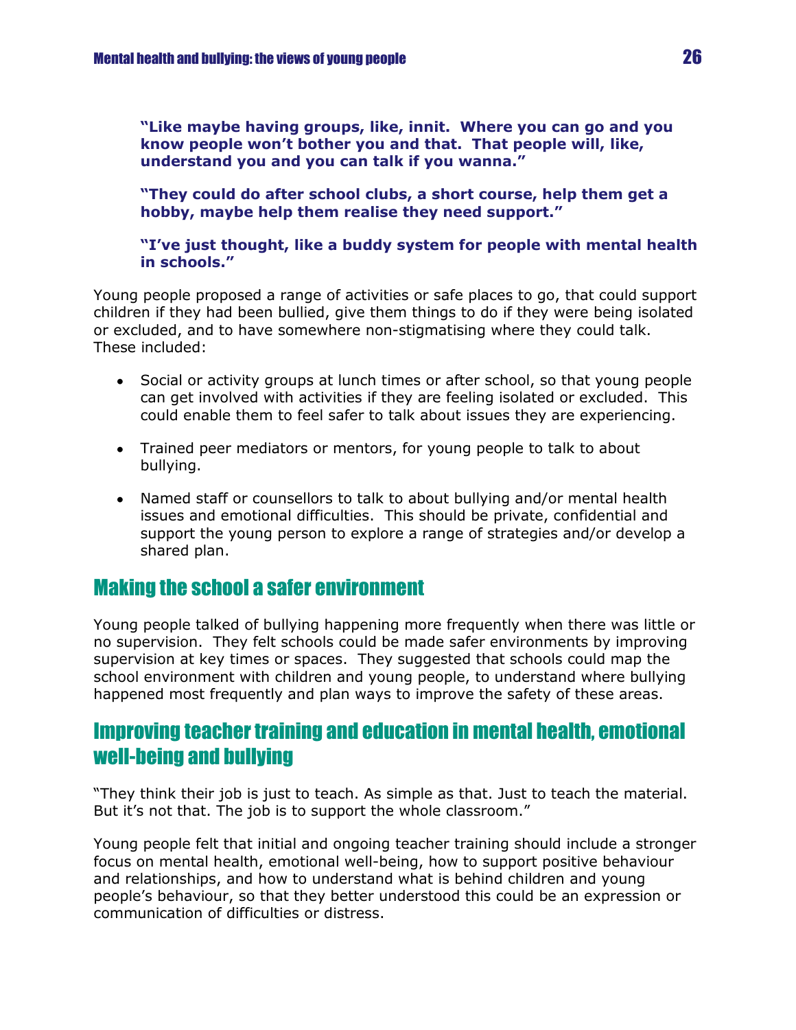**"Like maybe having groups, like, innit. Where you can go and you know people won't bother you and that. That people will, like, understand you and you can talk if you wanna."**

**"They could do after school clubs, a short course, help them get a hobby, maybe help them realise they need support."**

**"I've just thought, like a buddy system for people with mental health in schools."**

Young people proposed a range of activities or safe places to go, that could support children if they had been bullied, give them things to do if they were being isolated or excluded, and to have somewhere non-stigmatising where they could talk. These included:

- Social or activity groups at lunch times or after school, so that young people can get involved with activities if they are feeling isolated or excluded. This could enable them to feel safer to talk about issues they are experiencing.
- Trained peer mediators or mentors, for young people to talk to about bullying.
- Named staff or counsellors to talk to about bullying and/or mental health issues and emotional difficulties. This should be private, confidential and support the young person to explore a range of strategies and/or develop a shared plan.

## Making the school a safer environment

Young people talked of bullying happening more frequently when there was little or no supervision. They felt schools could be made safer environments by improving supervision at key times or spaces. They suggested that schools could map the school environment with children and young people, to understand where bullying happened most frequently and plan ways to improve the safety of these areas.

## Improving teacher training and education in mental health, emotional well-being and bullying

"They think their job is just to teach. As simple as that. Just to teach the material. But it's not that. The job is to support the whole classroom."

Young people felt that initial and ongoing teacher training should include a stronger focus on mental health, emotional well-being, how to support positive behaviour and relationships, and how to understand what is behind children and young people's behaviour, so that they better understood this could be an expression or communication of difficulties or distress.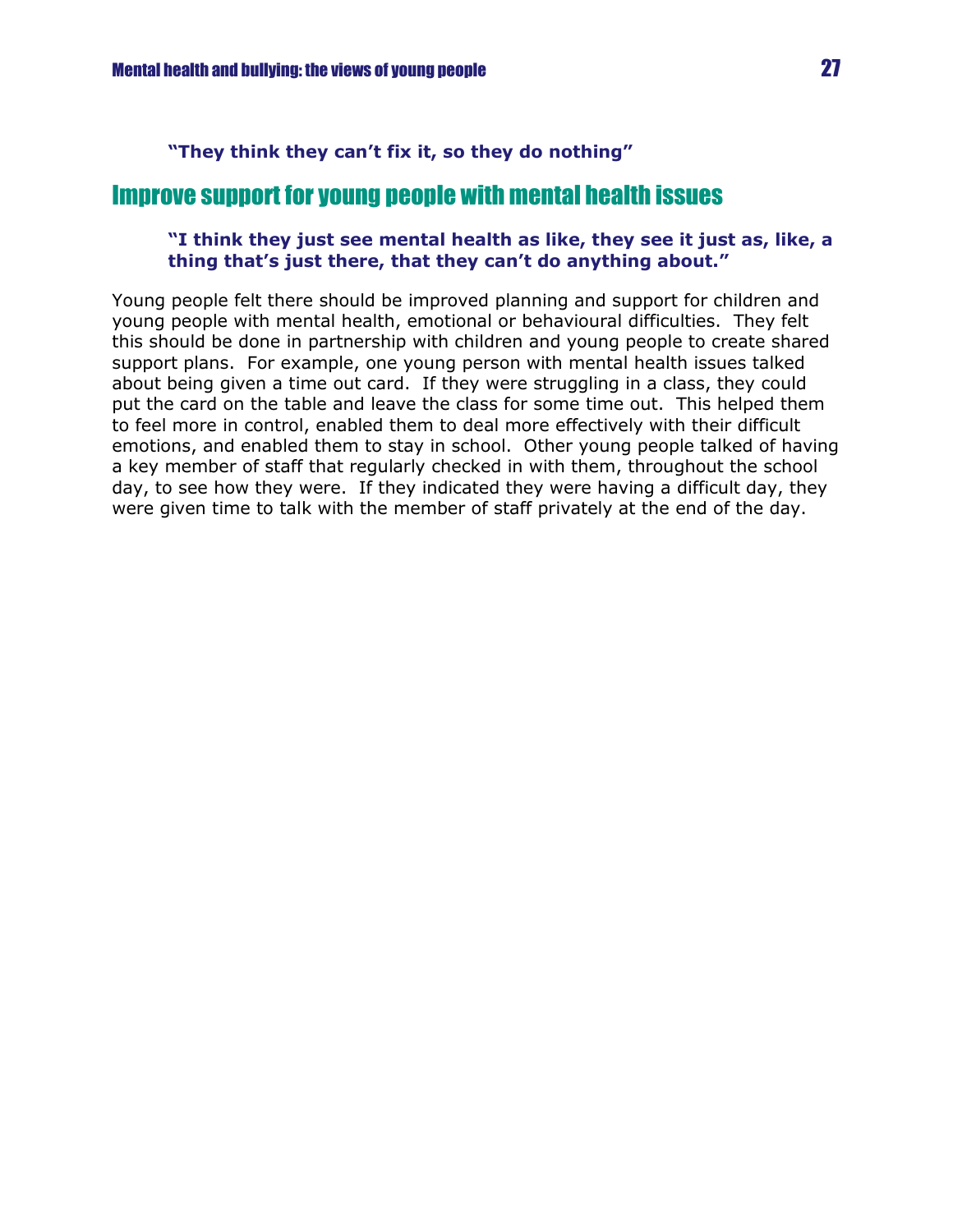**"They think they can't fix it, so they do nothing"**

## Improve support for young people with mental health issues

**"I think they just see mental health as like, they see it just as, like, a thing that's just there, that they can't do anything about."**

Young people felt there should be improved planning and support for children and young people with mental health, emotional or behavioural difficulties. They felt this should be done in partnership with children and young people to create shared support plans. For example, one young person with mental health issues talked about being given a time out card. If they were struggling in a class, they could put the card on the table and leave the class for some time out. This helped them to feel more in control, enabled them to deal more effectively with their difficult emotions, and enabled them to stay in school. Other young people talked of having a key member of staff that regularly checked in with them, throughout the school day, to see how they were. If they indicated they were having a difficult day, they were given time to talk with the member of staff privately at the end of the day.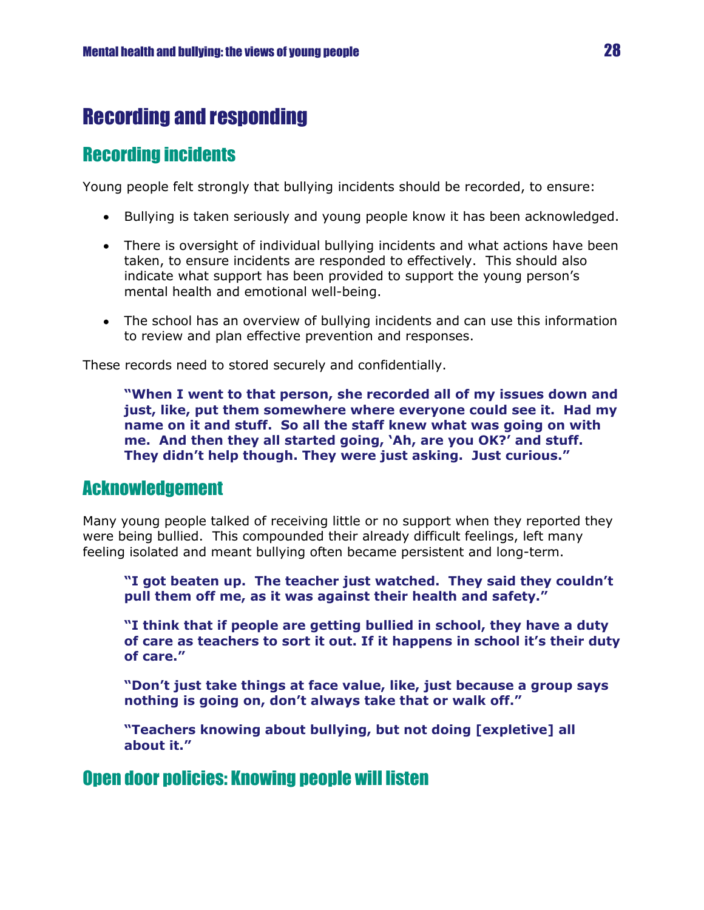# Recording and responding

## Recording incidents

Young people felt strongly that bullying incidents should be recorded, to ensure:

- Bullying is taken seriously and young people know it has been acknowledged.
- There is oversight of individual bullying incidents and what actions have been taken, to ensure incidents are responded to effectively. This should also indicate what support has been provided to support the young person's mental health and emotional well-being.
- The school has an overview of bullying incidents and can use this information to review and plan effective prevention and responses.

These records need to stored securely and confidentially.

> **"When I went to that person, she recorded all of my issues down and just, like, put them somewhere where everyone could see it. Had my name on it and stuff. So all the staff knew what was going on with me. And then they all started going, 'Ah, are you OK?' and stuff. They didn't help though. They were just asking. Just curious."**

## Acknowledgement

Many young people talked of receiving little or no support when they reported they were being bullied. This compounded their already difficult feelings, left many feeling isolated and meant bullying often became persistent and long-term.

> **"I got beaten up. The teacher just watched. They said they couldn't pull them off me, as it was against their health and safety."**

> **"I think that if people are getting bullied in school, they have a duty of care as teachers to sort it out. If it happens in school it's their duty of care."**

> **"Don't just take things at face value, like, just because a group says nothing is going on, don't always take that or walk off."**

> **"Teachers knowing about bullying, but not doing [expletive] all about it."**

## Open door policies: Knowing people will listen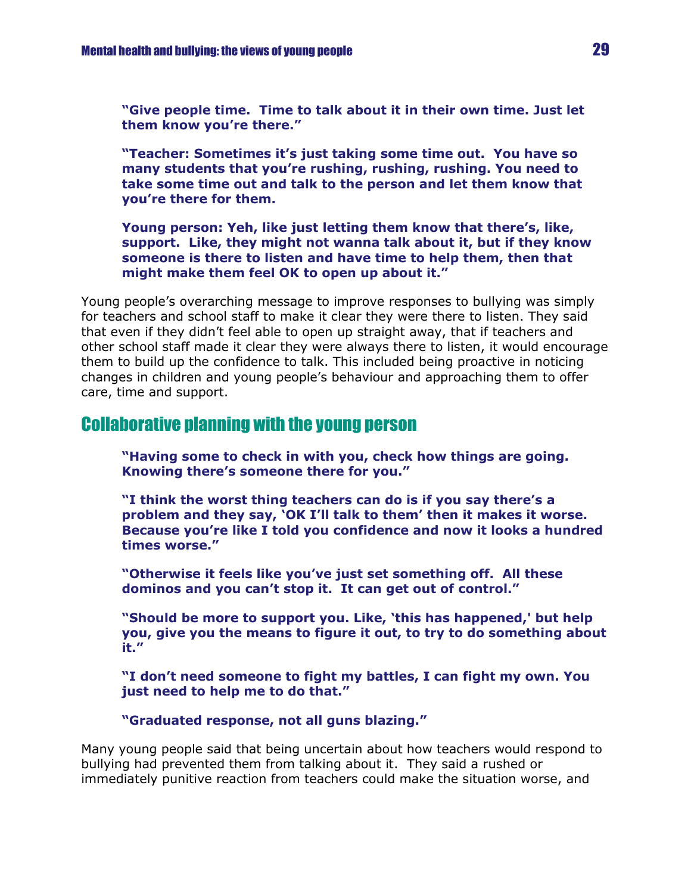**"Give people time. Time to talk about it in their own time. Just let them know you're there."**

**"Teacher: Sometimes it's just taking some time out. You have so many students that you're rushing, rushing, rushing. You need to take some time out and talk to the person and let them know that you're there for them.**

**Young person: Yeh, like just letting them know that there's, like, support. Like, they might not wanna talk about it, but if they know someone is there to listen and have time to help them, then that might make them feel OK to open up about it."**

Young people's overarching message to improve responses to bullying was simply for teachers and school staff to make it clear they were there to listen. They said that even if they didn't feel able to open up straight away, that if teachers and other school staff made it clear they were always there to listen, it would encourage them to build up the confidence to talk. This included being proactive in noticing changes in children and young people's behaviour and approaching them to offer care, time and support.

## Collaborative planning with the young person

**"Having some to check in with you, check how things are going. Knowing there's someone there for you."**

**"I think the worst thing teachers can do is if you say there's a problem and they say, 'OK I'll talk to them' then it makes it worse. Because you're like I told you confidence and now it looks a hundred times worse."**

**"Otherwise it feels like you've just set something off. All these dominos and you can't stop it. It can get out of control."**

**"Should be more to support you. Like, 'this has happened,' but help you, give you the means to figure it out, to try to do something about it."**

**"I don't need someone to fight my battles, I can fight my own. You just need to help me to do that."**

**"Graduated response, not all guns blazing."**

Many young people said that being uncertain about how teachers would respond to bullying had prevented them from talking about it. They said a rushed or immediately punitive reaction from teachers could make the situation worse, and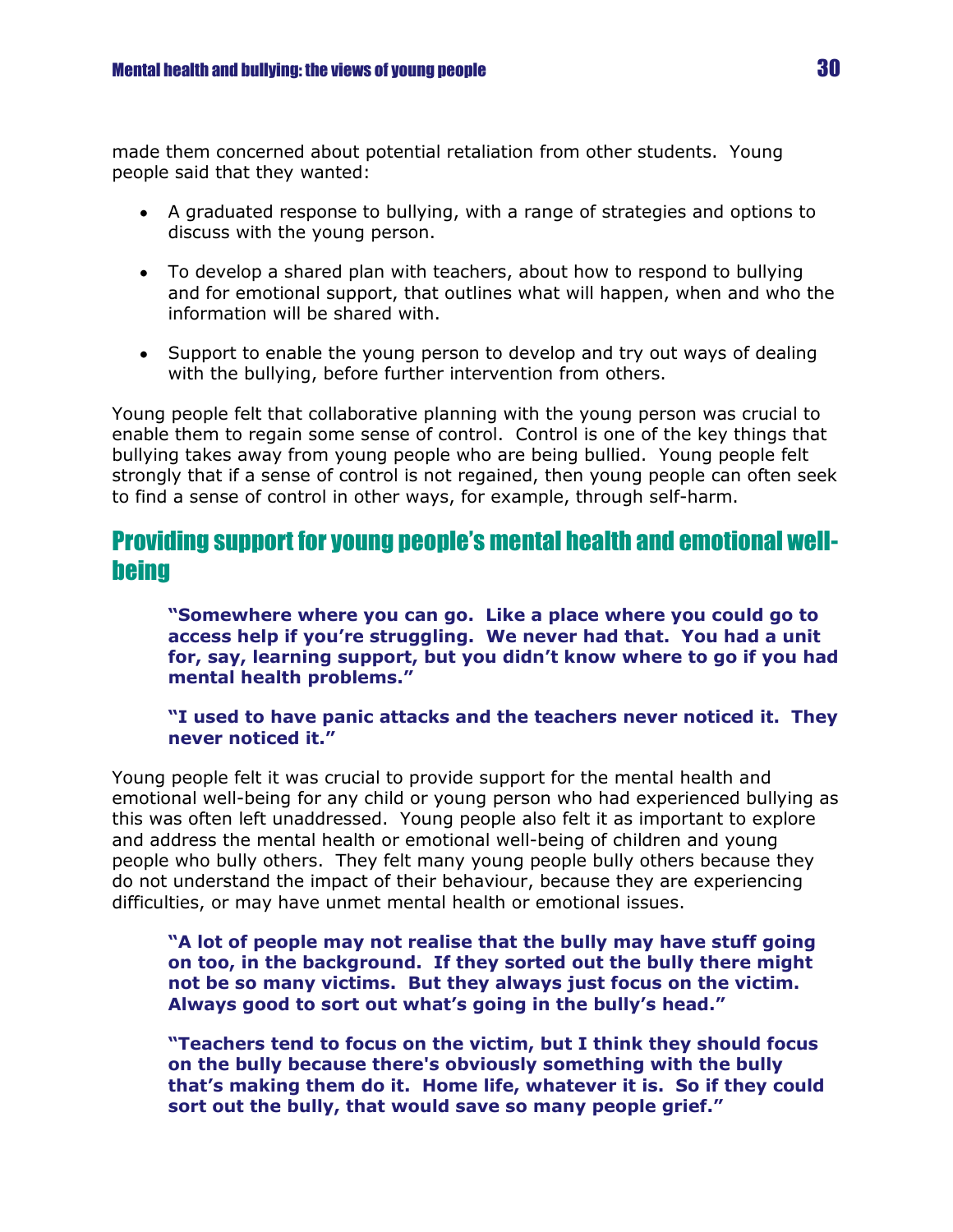made them concerned about potential retaliation from other students. Young people said that they wanted:

- A graduated response to bullying, with a range of strategies and options to discuss with the young person.

- To develop a shared plan with teachers, about how to respond to bullying and for emotional support, that outlines what will happen, when and who the information will be shared with.

- Support to enable the young person to develop and try out ways of dealing with the bullying, before further intervention from others.

Young people felt that collaborative planning with the young person was crucial to enable them to regain some sense of control. Control is one of the key things that bullying takes away from young people who are being bullied. Young people felt strongly that if a sense of control is not regained, then young people can often seek to find a sense of control in other ways, for example, through self-harm.

## Providing support for young people's mental health and emotional well-being

> **"Somewhere where you can go. Like a place where you could go to access help if you're struggling. We never had that. You had a unit for, say, learning support, but you didn't know where to go if you had mental health problems."**

> **"I used to have panic attacks and the teachers never noticed it. They never noticed it."**

Young people felt it was crucial to provide support for the mental health and emotional well-being for any child or young person who had experienced bullying as this was often left unaddressed. Young people also felt it as important to explore and address the mental health or emotional well-being of children and young people who bully others. They felt many young people bully others because they do not understand the impact of their behaviour, because they are experiencing difficulties, or may have unmet mental health or emotional issues.

> **"A lot of people may not realise that the bully may have stuff going on too, in the background. If they sorted out the bully there might not be so many victims. But they always just focus on the victim. Always good to sort out what's going in the bully's head."**

> **"Teachers tend to focus on the victim, but I think they should focus on the bully because there's obviously something with the bully that's making them do it. Home life, whatever it is. So if they could sort out the bully, that would save so many people grief."**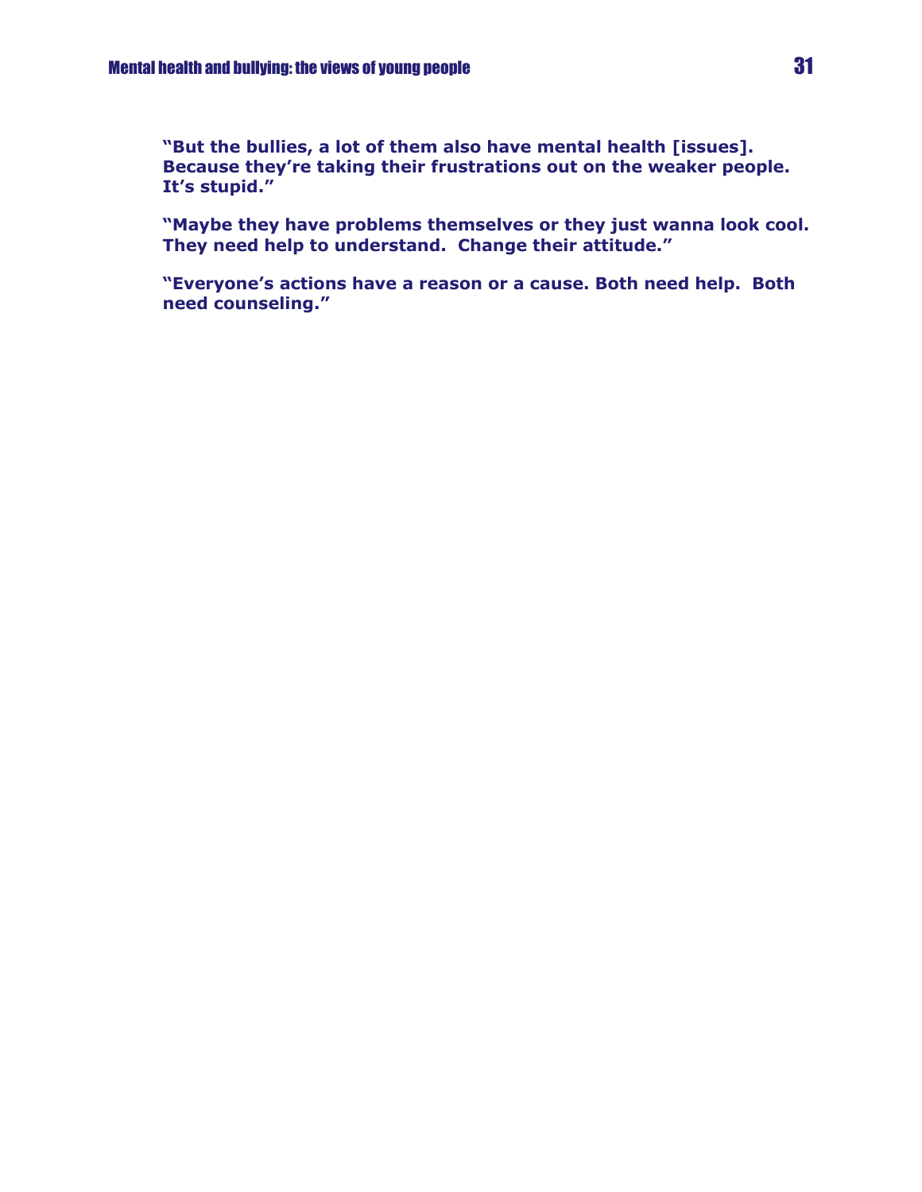**"But the bullies, a lot of them also have mental health [issues]. Because they're taking their frustrations out on the weaker people. It's stupid."**

**"Maybe they have problems themselves or they just wanna look cool. They need help to understand. Change their attitude."**

**"Everyone's actions have a reason or a cause. Both need help. Both need counseling."**